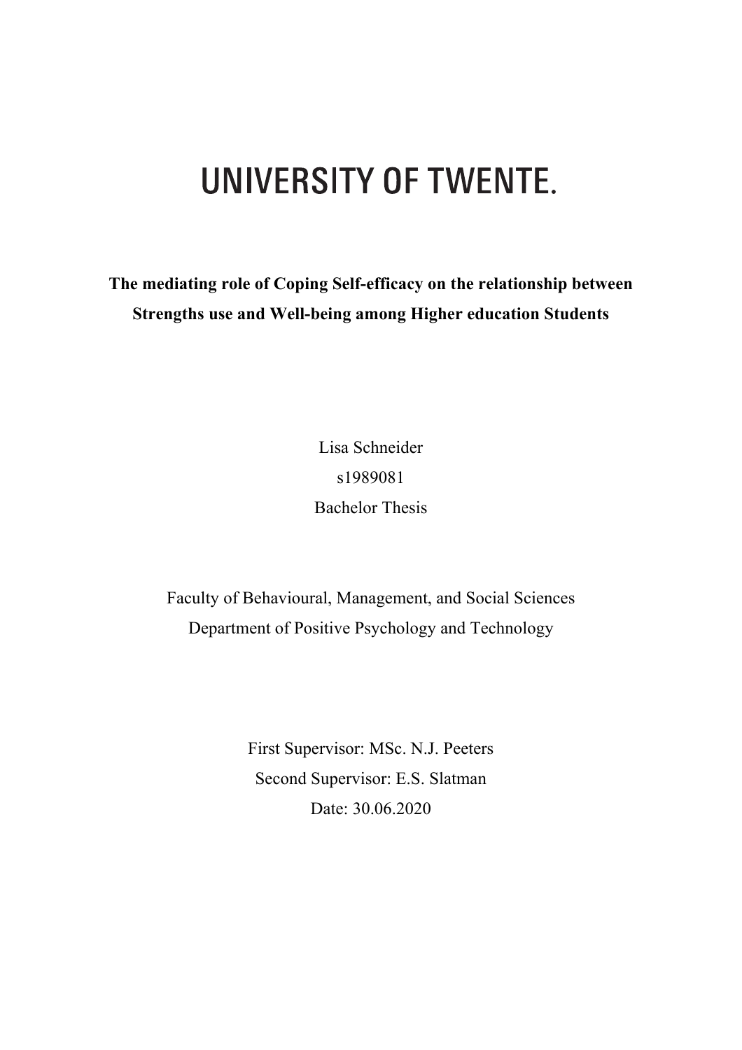# UNIVERSITY OF TWENTE.

**The mediating role of Coping Self-efficacy on the relationship between Strengths use and Well-being among Higher education Students**

Lisa Schneider

s1989081

Bachelor Thesis

Faculty of Behavioural, Management, and Social Sciences

Department of Positive Psychology and Technology

First Supervisor: MSc. N.J. Peeters

Second Supervisor: E.S. Slatman

Date: 30.06.2020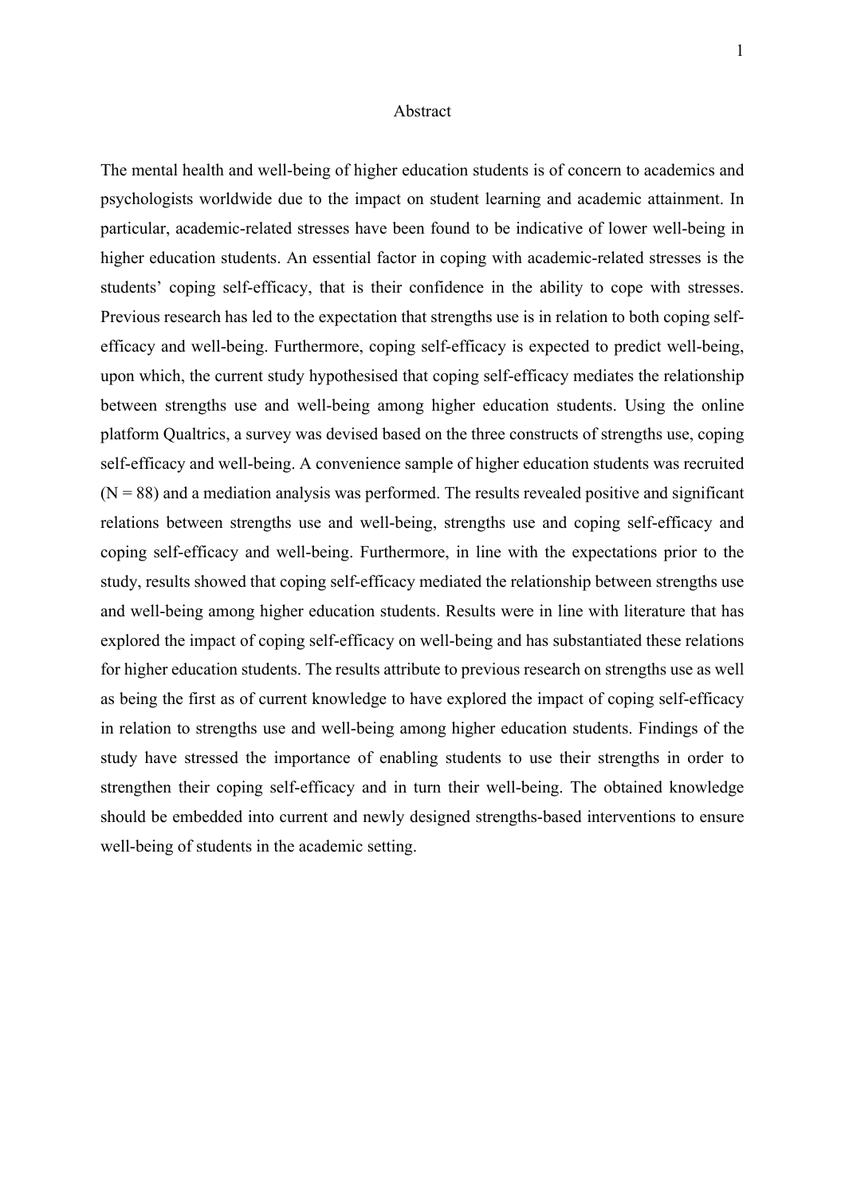# Abstract

The mental health and well-being of higher education students is of concern to academics and psychologists worldwide due to the impact on student learning and academic attainment. In particular, academic-related stresses have been found to be indicative of lower well-being in higher education students. An essential factor in coping with academic-related stresses is the students' coping self-efficacy, that is their confidence in the ability to cope with stresses. Previous research has led to the expectation that strengths use is in relation to both coping self-efficacy and well-being. Furthermore, coping self-efficacy is expected to predict well-being, upon which, the current study hypothesised that coping self-efficacy mediates the relationship between strengths use and well-being among higher education students. Using the online platform Qualtrics, a survey was devised based on the three constructs of strengths use, coping self-efficacy and well-being. A convenience sample of higher education students was recruited ($N = 88$) and a mediation analysis was performed. The results revealed positive and significant relations between strengths use and well-being, strengths use and coping self-efficacy and coping self-efficacy and well-being. Furthermore, in line with the expectations prior to the study, results showed that coping self-efficacy mediated the relationship between strengths use and well-being among higher education students. Results were in line with literature that has explored the impact of coping self-efficacy on well-being and has substantiated these relations for higher education students. The results attribute to previous research on strengths use as well as being the first as of current knowledge to have explored the impact of coping self-efficacy in relation to strengths use and well-being among higher education students. Findings of the study have stressed the importance of enabling students to use their strengths in order to strengthen their coping self-efficacy and in turn their well-being. The obtained knowledge should be embedded into current and newly designed strengths-based interventions to ensure well-being of students in the academic setting.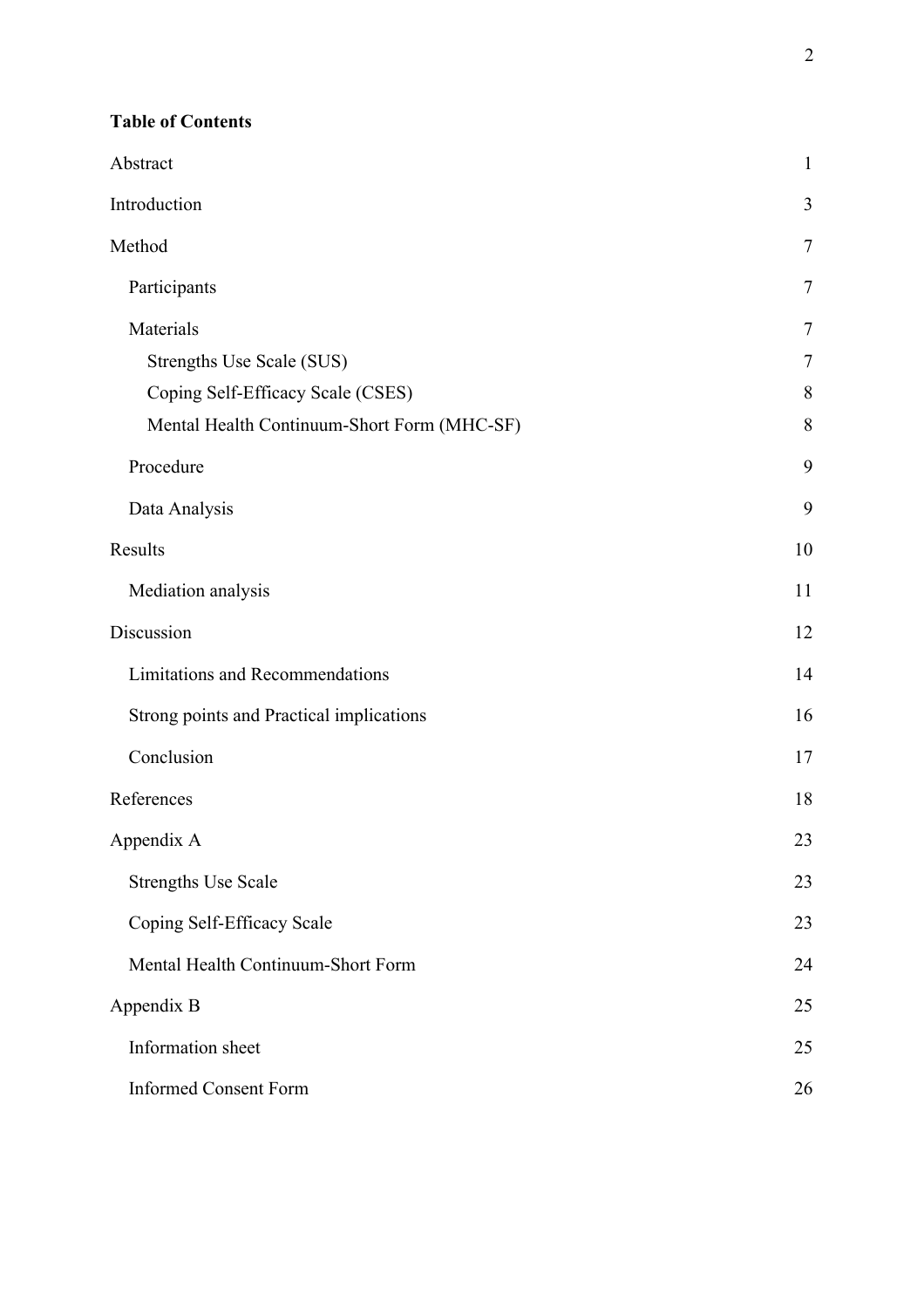**Table of Contents**

| | |
|---|---|
| Abstract | 1 |
| Introduction | 3 |
| Method | 7 |
| Participants | 7 |
| Materials | 7 |
| Strengths Use Scale (SUS) | 7 |
| Coping Self-Efficacy Scale (CSES) | 8 |
| Mental Health Continuum-Short Form (MHC-SF) | 8 |
| Procedure | 9 |
| Data Analysis | 9 |
| Results | 10 |
| Mediation analysis | 11 |
| Discussion | 12 |
| Limitations and Recommendations | 14 |
| Strong points and Practical implications | 16 |
| Conclusion | 17 |
| References | 18 |
| Appendix A | 23 |
| Strengths Use Scale | 23 |
| Coping Self-Efficacy Scale | 23 |
| Mental Health Continuum-Short Form | 24 |
| Appendix B | 25 |
| Information sheet | 25 |
| Informed Consent Form | 26 |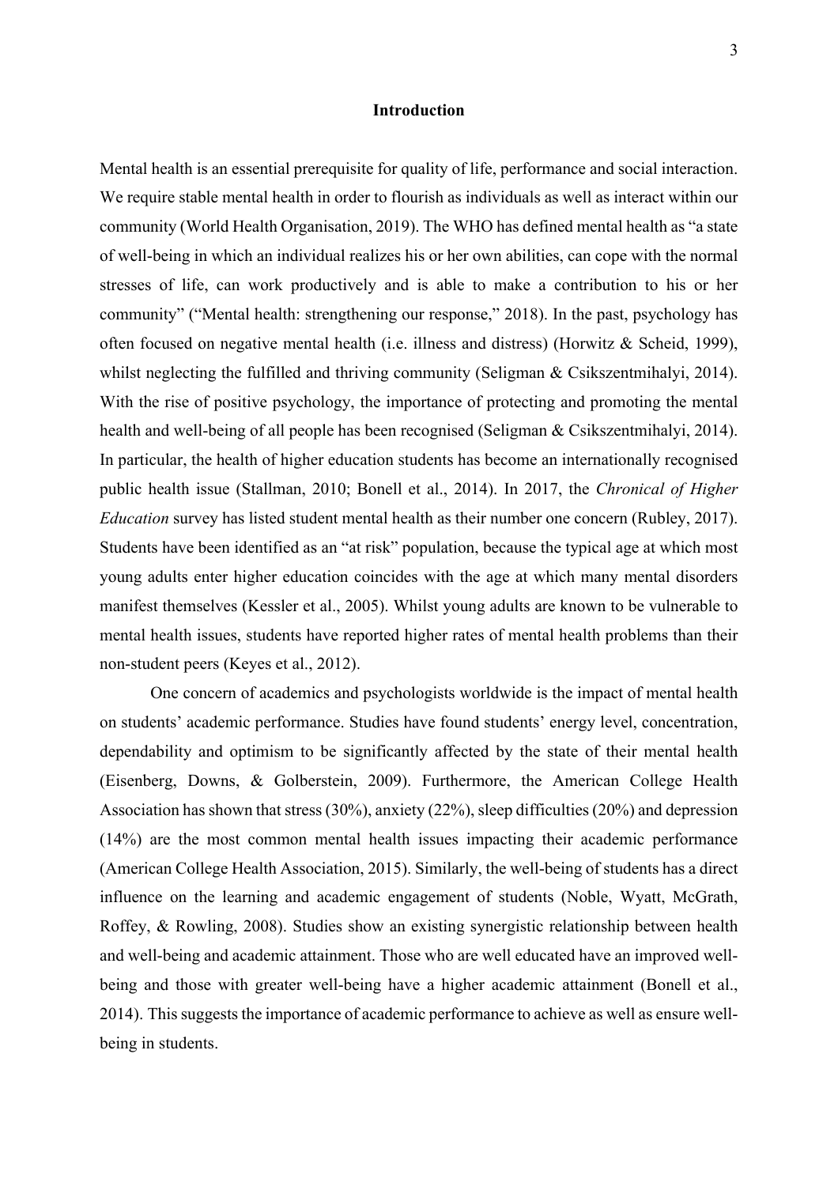## Introduction

Mental health is an essential prerequisite for quality of life, performance and social interaction. We require stable mental health in order to flourish as individuals as well as interact within our community (World Health Organisation, 2019). The WHO has defined mental health as "a state of well-being in which an individual realizes his or her own abilities, can cope with the normal stresses of life, can work productively and is able to make a contribution to his or her community" ("Mental health: strengthening our response," 2018). In the past, psychology has often focused on negative mental health (i.e. illness and distress) (Horwitz & Scheid, 1999), whilst neglecting the fulfilled and thriving community (Seligman & Csikszentmihalyi, 2014). With the rise of positive psychology, the importance of protecting and promoting the mental health and well-being of all people has been recognised (Seligman & Csikszentmihalyi, 2014). In particular, the health of higher education students has become an internationally recognised public health issue (Stallman, 2010; Bonell et al., 2014). In 2017, the *Chronical of Higher Education* survey has listed student mental health as their number one concern (Rubley, 2017). Students have been identified as an "at risk" population, because the typical age at which most young adults enter higher education coincides with the age at which many mental disorders manifest themselves (Kessler et al., 2005). Whilst young adults are known to be vulnerable to mental health issues, students have reported higher rates of mental health problems than their non-student peers (Keyes et al., 2012).

One concern of academics and psychologists worldwide is the impact of mental health on students' academic performance. Studies have found students' energy level, concentration, dependability and optimism to be significantly affected by the state of their mental health (Eisenberg, Downs, & Golberstein, 2009). Furthermore, the American College Health Association has shown that stress (30%), anxiety (22%), sleep difficulties (20%) and depression (14%) are the most common mental health issues impacting their academic performance (American College Health Association, 2015). Similarly, the well-being of students has a direct influence on the learning and academic engagement of students (Noble, Wyatt, McGrath, Roffey, & Rowling, 2008). Studies show an existing synergistic relationship between health and well-being and academic attainment. Those who are well educated have an improved well-being and those with greater well-being have a higher academic attainment (Bonell et al., 2014). This suggests the importance of academic performance to achieve as well as ensure well-being in students.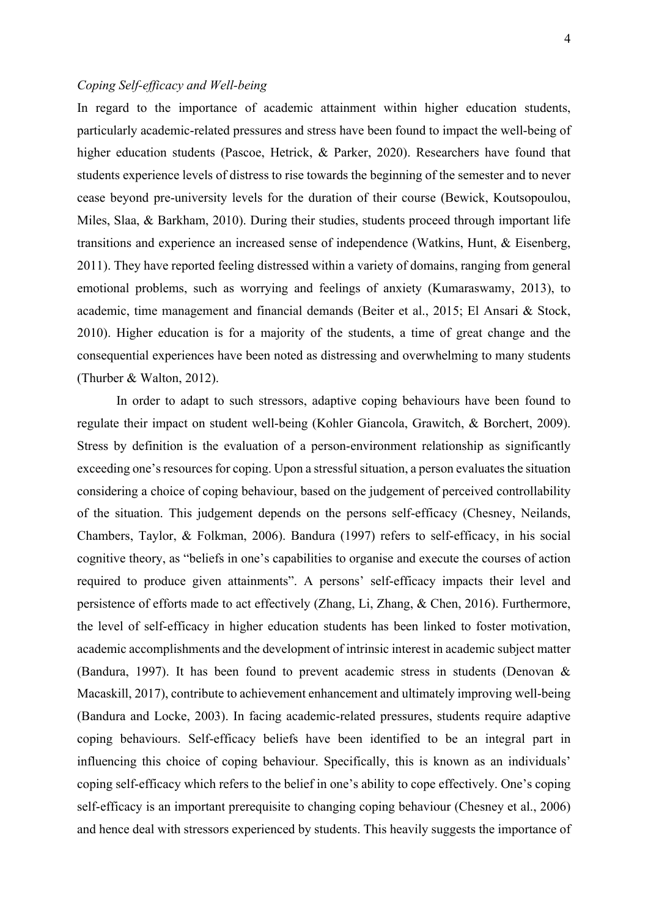*Coping Self-efficacy and Well-being*

In regard to the importance of academic attainment within higher education students, particularly academic-related pressures and stress have been found to impact the well-being of higher education students (Pascoe, Hetrick, & Parker, 2020). Researchers have found that students experience levels of distress to rise towards the beginning of the semester and to never cease beyond pre-university levels for the duration of their course (Bewick, Koutsopoulou, Miles, Slaa, & Barkham, 2010). During their studies, students proceed through important life transitions and experience an increased sense of independence (Watkins, Hunt, & Eisenberg, 2011). They have reported feeling distressed within a variety of domains, ranging from general emotional problems, such as worrying and feelings of anxiety (Kumaraswamy, 2013), to academic, time management and financial demands (Beiter et al., 2015; El Ansari & Stock, 2010). Higher education is for a majority of the students, a time of great change and the consequential experiences have been noted as distressing and overwhelming to many students (Thurber & Walton, 2012).

In order to adapt to such stressors, adaptive coping behaviours have been found to regulate their impact on student well-being (Kohler Giancola, Grawitch, & Borchert, 2009). Stress by definition is the evaluation of a person-environment relationship as significantly exceeding one's resources for coping. Upon a stressful situation, a person evaluates the situation considering a choice of coping behaviour, based on the judgement of perceived controllability of the situation. This judgement depends on the persons self-efficacy (Chesney, Neilands, Chambers, Taylor, & Folkman, 2006). Bandura (1997) refers to self-efficacy, in his social cognitive theory, as "beliefs in one's capabilities to organise and execute the courses of action required to produce given attainments". A persons' self-efficacy impacts their level and persistence of efforts made to act effectively (Zhang, Li, Zhang, & Chen, 2016). Furthermore, the level of self-efficacy in higher education students has been linked to foster motivation, academic accomplishments and the development of intrinsic interest in academic subject matter (Bandura, 1997). It has been found to prevent academic stress in students (Denovan & Macaskill, 2017), contribute to achievement enhancement and ultimately improving well-being (Bandura and Locke, 2003). In facing academic-related pressures, students require adaptive coping behaviours. Self-efficacy beliefs have been identified to be an integral part in influencing this choice of coping behaviour. Specifically, this is known as an individuals' coping self-efficacy which refers to the belief in one's ability to cope effectively. One's coping self-efficacy is an important prerequisite to changing coping behaviour (Chesney et al., 2006) and hence deal with stressors experienced by students. This heavily suggests the importance of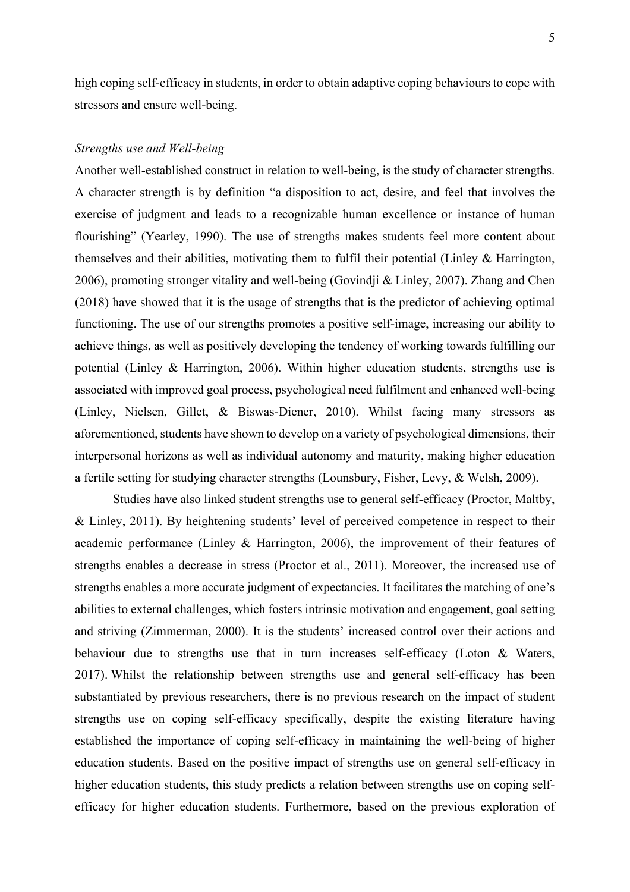high coping self-efficacy in students, in order to obtain adaptive coping behaviours to cope with stressors and ensure well-being.

*Strengths use and Well-being*

Another well-established construct in relation to well-being, is the study of character strengths. A character strength is by definition "a disposition to act, desire, and feel that involves the exercise of judgment and leads to a recognizable human excellence or instance of human flourishing" (Yearley, 1990). The use of strengths makes students feel more content about themselves and their abilities, motivating them to fulfil their potential (Linley & Harrington, 2006), promoting stronger vitality and well-being (Govindji & Linley, 2007). Zhang and Chen (2018) have showed that it is the usage of strengths that is the predictor of achieving optimal functioning. The use of our strengths promotes a positive self-image, increasing our ability to achieve things, as well as positively developing the tendency of working towards fulfilling our potential (Linley & Harrington, 2006). Within higher education students, strengths use is associated with improved goal process, psychological need fulfilment and enhanced well-being (Linley, Nielsen, Gillet, & Biswas-Diener, 2010). Whilst facing many stressors as aforementioned, students have shown to develop on a variety of psychological dimensions, their interpersonal horizons as well as individual autonomy and maturity, making higher education a fertile setting for studying character strengths (Lounsbury, Fisher, Levy, & Welsh, 2009).

Studies have also linked student strengths use to general self-efficacy (Proctor, Maltby, & Linley, 2011). By heightening students' level of perceived competence in respect to their academic performance (Linley & Harrington, 2006), the improvement of their features of strengths enables a decrease in stress (Proctor et al., 2011). Moreover, the increased use of strengths enables a more accurate judgment of expectancies. It facilitates the matching of one's abilities to external challenges, which fosters intrinsic motivation and engagement, goal setting and striving (Zimmerman, 2000). It is the students' increased control over their actions and behaviour due to strengths use that in turn increases self-efficacy (Loton & Waters, 2017). Whilst the relationship between strengths use and general self-efficacy has been substantiated by previous researchers, there is no previous research on the impact of student strengths use on coping self-efficacy specifically, despite the existing literature having established the importance of coping self-efficacy in maintaining the well-being of higher education students. Based on the positive impact of strengths use on general self-efficacy in higher education students, this study predicts a relation between strengths use on coping self-efficacy for higher education students. Furthermore, based on the previous exploration of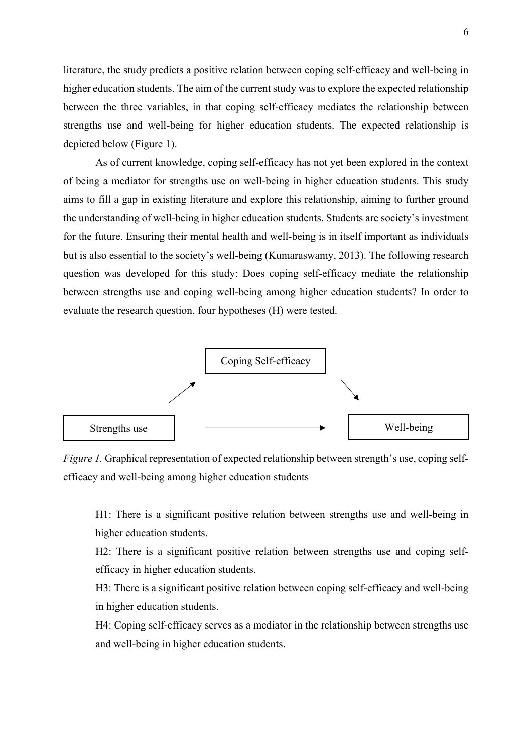literature, the study predicts a positive relation between coping self-efficacy and well-being in higher education students. The aim of the current study was to explore the expected relationship between the three variables, in that coping self-efficacy mediates the relationship between strengths use and well-being for higher education students. The expected relationship is depicted below (Figure 1).

As of current knowledge, coping self-efficacy has not yet been explored in the context of being a mediator for strengths use on well-being in higher education students. This study aims to fill a gap in existing literature and explore this relationship, aiming to further ground the understanding of well-being in higher education students. Students are society's investment for the future. Ensuring their mental health and well-being is in itself important as individuals but is also essential to the society's well-being (Kumaraswamy, 2013). The following research question was developed for this study: Does coping self-efficacy mediate the relationship between strengths use and coping well-being among higher education students? In order to evaluate the research question, four hypotheses (H) were tested.

Coping Self-efficacy

Strengths use → Well-being

*Figure 1.* Graphical representation of expected relationship between strength's use, coping self-efficacy and well-being among higher education students

H1: There is a significant positive relation between strengths use and well-being in higher education students.

H2: There is a significant positive relation between strengths use and coping self-efficacy in higher education students.

H3: There is a significant positive relation between coping self-efficacy and well-being in higher education students.

H4: Coping self-efficacy serves as a mediator in the relationship between strengths use and well-being in higher education students.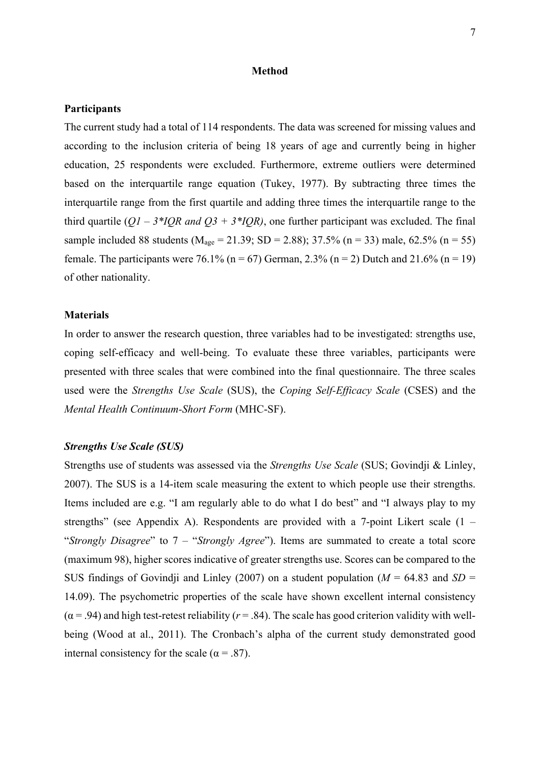## Method

### Participants

The current study had a total of 114 respondents. The data was screened for missing values and according to the inclusion criteria of being 18 years of age and currently being in higher education, 25 respondents were excluded. Furthermore, extreme outliers were determined based on the interquartile range equation (Tukey, 1977). By subtracting three times the interquartile range from the first quartile and adding three times the interquartile range to the third quartile ($Q1 - 3*IQR$ and $Q3 + 3*IQR$), one further participant was excluded. The final sample included 88 students ($M_{age} = 21.39$; SD = 2.88); 37.5% (n = 33) male, 62.5% (n = 55) female. The participants were 76.1% (n = 67) German, 2.3% (n = 2) Dutch and 21.6% (n = 19) of other nationality.

### Materials

In order to answer the research question, three variables had to be investigated: strengths use, coping self-efficacy and well-being. To evaluate these three variables, participants were presented with three scales that were combined into the final questionnaire. The three scales used were the *Strengths Use Scale* (SUS), the *Coping Self-Efficacy Scale* (CSES) and the *Mental Health Continuum-Short Form* (MHC-SF).

#### *Strengths Use Scale (SUS)*

Strengths use of students was assessed via the *Strengths Use Scale* (SUS; Govindji & Linley, 2007). The SUS is a 14-item scale measuring the extent to which people use their strengths. Items included are e.g. "I am regularly able to do what I do best" and "I always play to my strengths" (see Appendix A). Respondents are provided with a 7-point Likert scale (1 – "*Strongly Disagree*" to 7 – "*Strongly Agree*"). Items are summated to create a total score (maximum 98), higher scores indicative of greater strengths use. Scores can be compared to the SUS findings of Govindji and Linley (2007) on a student population ($M$ = 64.83 and $SD$ = 14.09). The psychometric properties of the scale have shown excellent internal consistency ($\alpha = .94$) and high test-retest reliability ($r = .84$). The scale has good criterion validity with well-being (Wood at al., 2011). The Cronbach's alpha of the current study demonstrated good internal consistency for the scale ($\alpha = .87$).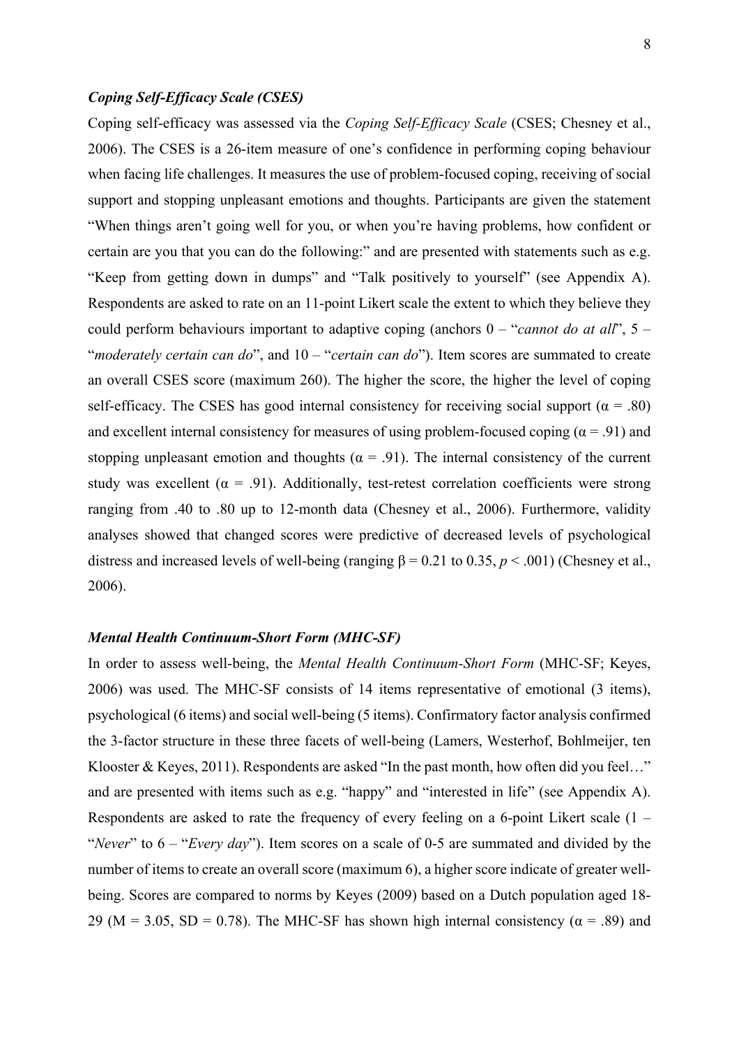### ***Coping Self-Efficacy Scale (CSES)***

Coping self-efficacy was assessed via the *Coping Self-Efficacy Scale* (CSES; Chesney et al., 2006). The CSES is a 26-item measure of one's confidence in performing coping behaviour when facing life challenges. It measures the use of problem-focused coping, receiving of social support and stopping unpleasant emotions and thoughts. Participants are given the statement "When things aren't going well for you, or when you're having problems, how confident or certain are you that you can do the following:" and are presented with statements such as e.g. "Keep from getting down in dumps" and "Talk positively to yourself" (see Appendix A). Respondents are asked to rate on an 11-point Likert scale the extent to which they believe they could perform behaviours important to adaptive coping (anchors 0 – "*cannot do at all*", 5 – "*moderately certain can do*", and 10 – "*certain can do*"). Item scores are summated to create an overall CSES score (maximum 260). The higher the score, the higher the level of coping self-efficacy. The CSES has good internal consistency for receiving social support ($\alpha = .80$) and excellent internal consistency for measures of using problem-focused coping ($\alpha = .91$) and stopping unpleasant emotion and thoughts ($\alpha = .91$). The internal consistency of the current study was excellent ($\alpha = .91$). Additionally, test-retest correlation coefficients were strong ranging from .40 to .80 up to 12-month data (Chesney et al., 2006). Furthermore, validity analyses showed that changed scores were predictive of decreased levels of psychological distress and increased levels of well-being (ranging $\beta = 0.21$ to $0.35$, $p < .001$) (Chesney et al., 2006).

### ***Mental Health Continuum-Short Form (MHC-SF)***

In order to assess well-being, the *Mental Health Continuum-Short Form* (MHC-SF; Keyes, 2006) was used. The MHC-SF consists of 14 items representative of emotional (3 items), psychological (6 items) and social well-being (5 items). Confirmatory factor analysis confirmed the 3-factor structure in these three facets of well-being (Lamers, Westerhof, Bohlmeijer, ten Klooster & Keyes, 2011). Respondents are asked "In the past month, how often did you feel…" and are presented with items such as e.g. "happy" and "interested in life" (see Appendix A). Respondents are asked to rate the frequency of every feeling on a 6-point Likert scale (1 – "*Never*" to 6 – "*Every day*"). Item scores on a scale of 0-5 are summated and divided by the number of items to create an overall score (maximum 6), a higher score indicate of greater well-being. Scores are compared to norms by Keyes (2009) based on a Dutch population aged 18-29 ($M = 3.05$, $SD = 0.78$). The MHC-SF has shown high internal consistency ($\alpha = .89$) and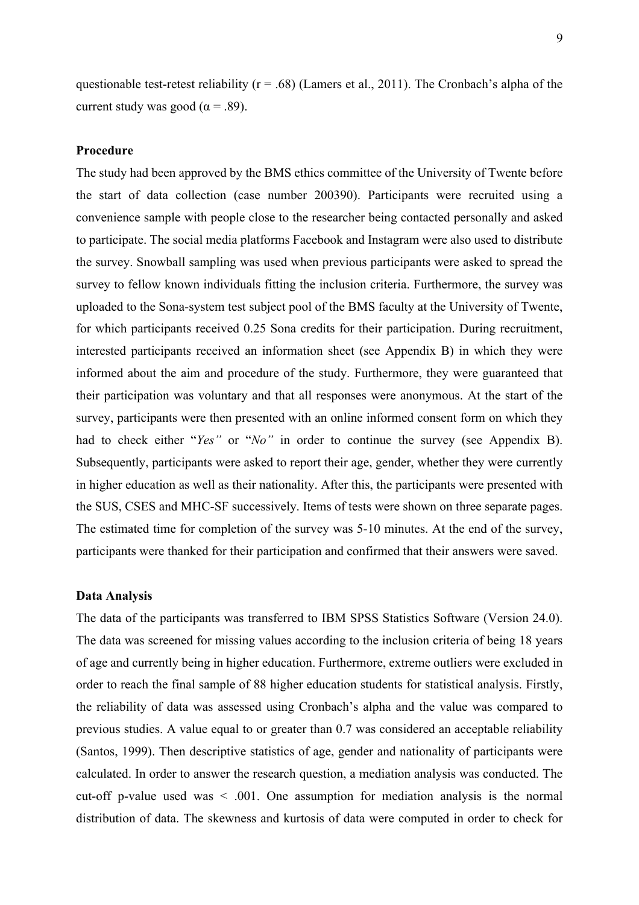questionable test-retest reliability ($r = .68$) (Lamers et al., 2011). The Cronbach's alpha of the current study was good ($\alpha = .89$).

### Procedure

The study had been approved by the BMS ethics committee of the University of Twente before the start of data collection (case number 200390). Participants were recruited using a convenience sample with people close to the researcher being contacted personally and asked to participate. The social media platforms Facebook and Instagram were also used to distribute the survey. Snowball sampling was used when previous participants were asked to spread the survey to fellow known individuals fitting the inclusion criteria. Furthermore, the survey was uploaded to the Sona-system test subject pool of the BMS faculty at the University of Twente, for which participants received 0.25 Sona credits for their participation. During recruitment, interested participants received an information sheet (see Appendix B) in which they were informed about the aim and procedure of the study. Furthermore, they were guaranteed that their participation was voluntary and that all responses were anonymous. At the start of the survey, participants were then presented with an online informed consent form on which they had to check either "*Yes"* or "*No"* in order to continue the survey (see Appendix B). Subsequently, participants were asked to report their age, gender, whether they were currently in higher education as well as their nationality. After this, the participants were presented with the SUS, CSES and MHC-SF successively. Items of tests were shown on three separate pages. The estimated time for completion of the survey was 5-10 minutes. At the end of the survey, participants were thanked for their participation and confirmed that their answers were saved.

### Data Analysis

The data of the participants was transferred to IBM SPSS Statistics Software (Version 24.0). The data was screened for missing values according to the inclusion criteria of being 18 years of age and currently being in higher education. Furthermore, extreme outliers were excluded in order to reach the final sample of 88 higher education students for statistical analysis. Firstly, the reliability of data was assessed using Cronbach's alpha and the value was compared to previous studies. A value equal to or greater than 0.7 was considered an acceptable reliability (Santos, 1999). Then descriptive statistics of age, gender and nationality of participants were calculated. In order to answer the research question, a mediation analysis was conducted. The cut-off p-value used was $< .001$. One assumption for mediation analysis is the normal distribution of data. The skewness and kurtosis of data were computed in order to check for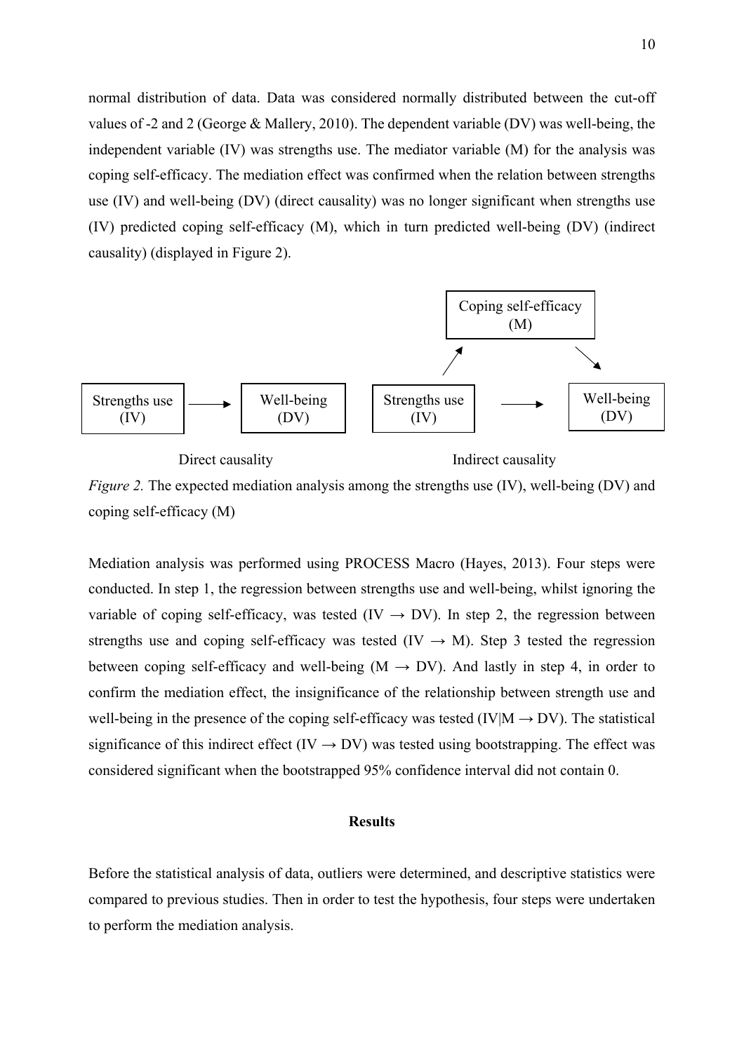normal distribution of data. Data was considered normally distributed between the cut-off values of -2 and 2 (George & Mallery, 2010). The dependent variable (DV) was well-being, the independent variable (IV) was strengths use. The mediator variable (M) for the analysis was coping self-efficacy. The mediation effect was confirmed when the relation between strengths use (IV) and well-being (DV) (direct causality) was no longer significant when strengths use (IV) predicted coping self-efficacy (M), which in turn predicted well-being (DV) (indirect causality) (displayed in Figure 2).

Strengths use (IV) → Well-being (DV)

Direct causality

Strengths use (IV) → Coping self-efficacy (M) → Well-being (DV)

Indirect causality

*Figure 2.* The expected mediation analysis among the strengths use (IV), well-being (DV) and coping self-efficacy (M)

Mediation analysis was performed using PROCESS Macro (Hayes, 2013). Four steps were conducted. In step 1, the regression between strengths use and well-being, whilst ignoring the variable of coping self-efficacy, was tested (IV → DV). In step 2, the regression between strengths use and coping self-efficacy was tested (IV → M). Step 3 tested the regression between coping self-efficacy and well-being (M → DV). And lastly in step 4, in order to confirm the mediation effect, the insignificance of the relationship between strength use and well-being in the presence of the coping self-efficacy was tested (IV|M → DV). The statistical significance of this indirect effect (IV → DV) was tested using bootstrapping. The effect was considered significant when the bootstrapped 95% confidence interval did not contain 0.

## Results

Before the statistical analysis of data, outliers were determined, and descriptive statistics were compared to previous studies. Then in order to test the hypothesis, four steps were undertaken to perform the mediation analysis.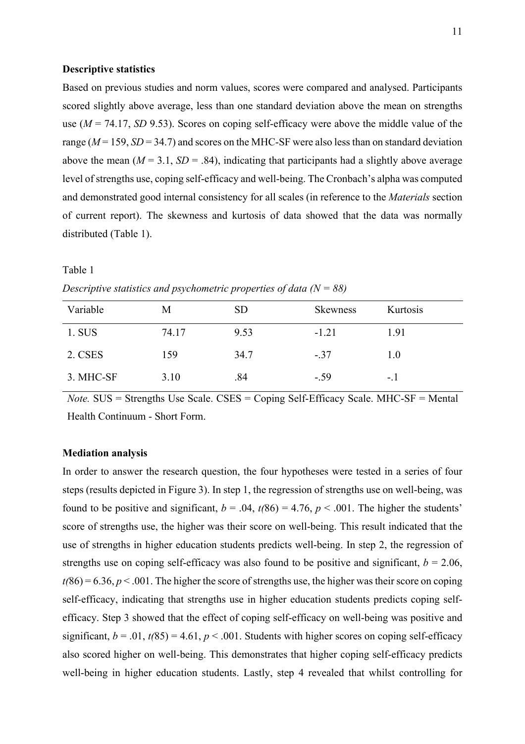**Descriptive statistics**

Based on previous studies and norm values, scores were compared and analysed. Participants scored slightly above average, less than one standard deviation above the mean on strengths use ($M$ = 74.17, $SD$ 9.53). Scores on coping self-efficacy were above the middle value of the range ($M$ = 159, $SD$ = 34.7) and scores on the MHC-SF were also less than on standard deviation above the mean ($M$ = 3.1, $SD$ = .84), indicating that participants had a slightly above average level of strengths use, coping self-efficacy and well-being. The Cronbach's alpha was computed and demonstrated good internal consistency for all scales (in reference to the *Materials* section of current report). The skewness and kurtosis of data showed that the data was normally distributed (Table 1).

Table 1

*Descriptive statistics and psychometric properties of data (N = 88)*

| Variable | M | SD | Skewness | Kurtosis |
|---|---|---|---|---|
| 1. SUS | 74.17 | 9.53 | -1.21 | 1.91 |
| 2. CSES | 159 | 34.7 | -.37 | 1.0 |
| 3. MHC-SF | 3.10 | .84 | -.59 | -.1 |

*Note.* SUS = Strengths Use Scale. CSES = Coping Self-Efficacy Scale. MHC-SF = Mental Health Continuum - Short Form.

**Mediation analysis**

In order to answer the research question, the four hypotheses were tested in a series of four steps (results depicted in Figure 3). In step 1, the regression of strengths use on well-being, was found to be positive and significant, $b$ = .04, $t(86)$ = 4.76, $p$ < .001. The higher the students' score of strengths use, the higher was their score on well-being. This result indicated that the use of strengths in higher education students predicts well-being. In step 2, the regression of strengths use on coping self-efficacy was also found to be positive and significant, $b$ = 2.06, $t(86)$ = 6.36, $p$ < .001. The higher the score of strengths use, the higher was their score on coping self-efficacy, indicating that strengths use in higher education students predicts coping self-efficacy. Step 3 showed that the effect of coping self-efficacy on well-being was positive and significant, $b$ = .01, $t(85)$ = 4.61, $p$ < .001. Students with higher scores on coping self-efficacy also scored higher on well-being. This demonstrates that higher coping self-efficacy predicts well-being in higher education students. Lastly, step 4 revealed that whilst controlling for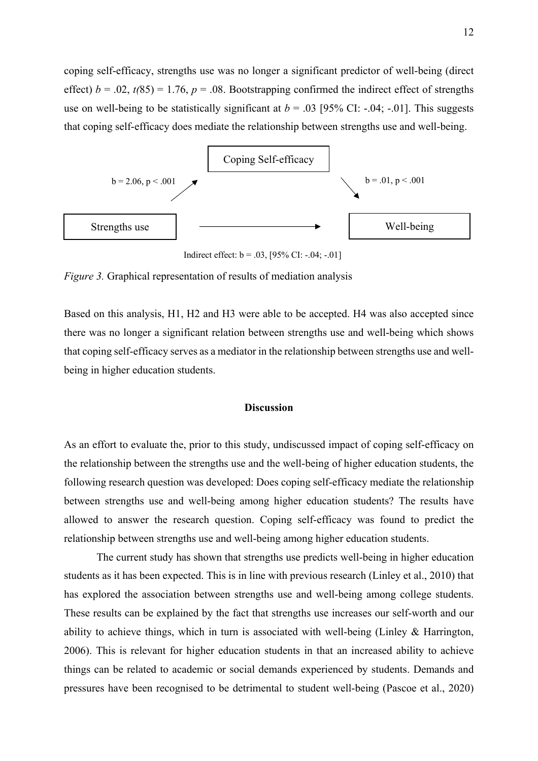coping self-efficacy, strengths use was no longer a significant predictor of well-being (direct effect) $b = .02$, $t(85) = 1.76$, $p = .08$. Bootstrapping confirmed the indirect effect of strengths use on well-being to be statistically significant at $b = .03$ [95% CI: -.04; -.01]. This suggests that coping self-efficacy does mediate the relationship between strengths use and well-being.

Coping Self-efficacy

b = 2.06, p < .001

b = .01, p < .001

Strengths use

Well-being

Indirect effect: b = .03, [95% CI: -.04; -.01]

*Figure 3.* Graphical representation of results of mediation analysis

Based on this analysis, H1, H2 and H3 were able to be accepted. H4 was also accepted since there was no longer a significant relation between strengths use and well-being which shows that coping self-efficacy serves as a mediator in the relationship between strengths use and well-being in higher education students.

## Discussion

As an effort to evaluate the, prior to this study, undiscussed impact of coping self-efficacy on the relationship between the strengths use and the well-being of higher education students, the following research question was developed: Does coping self-efficacy mediate the relationship between strengths use and well-being among higher education students? The results have allowed to answer the research question. Coping self-efficacy was found to predict the relationship between strengths use and well-being among higher education students.

The current study has shown that strengths use predicts well-being in higher education students as it has been expected. This is in line with previous research (Linley et al., 2010) that has explored the association between strengths use and well-being among college students. These results can be explained by the fact that strengths use increases our self-worth and our ability to achieve things, which in turn is associated with well-being (Linley & Harrington, 2006). This is relevant for higher education students in that an increased ability to achieve things can be related to academic or social demands experienced by students. Demands and pressures have been recognised to be detrimental to student well-being (Pascoe et al., 2020)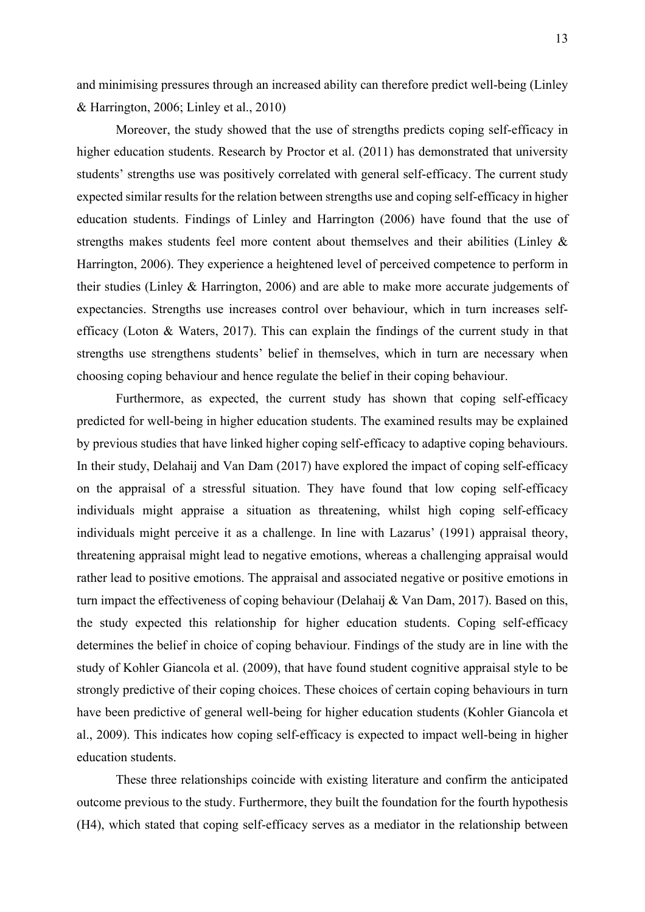and minimising pressures through an increased ability can therefore predict well-being (Linley & Harrington, 2006; Linley et al., 2010)

Moreover, the study showed that the use of strengths predicts coping self-efficacy in higher education students. Research by Proctor et al. (2011) has demonstrated that university students' strengths use was positively correlated with general self-efficacy. The current study expected similar results for the relation between strengths use and coping self-efficacy in higher education students. Findings of Linley and Harrington (2006) have found that the use of strengths makes students feel more content about themselves and their abilities (Linley & Harrington, 2006). They experience a heightened level of perceived competence to perform in their studies (Linley & Harrington, 2006) and are able to make more accurate judgements of expectancies. Strengths use increases control over behaviour, which in turn increases self-efficacy (Loton & Waters, 2017). This can explain the findings of the current study in that strengths use strengthens students' belief in themselves, which in turn are necessary when choosing coping behaviour and hence regulate the belief in their coping behaviour.

Furthermore, as expected, the current study has shown that coping self-efficacy predicted for well-being in higher education students. The examined results may be explained by previous studies that have linked higher coping self-efficacy to adaptive coping behaviours. In their study, Delahaij and Van Dam (2017) have explored the impact of coping self-efficacy on the appraisal of a stressful situation. They have found that low coping self-efficacy individuals might appraise a situation as threatening, whilst high coping self-efficacy individuals might perceive it as a challenge. In line with Lazarus' (1991) appraisal theory, threatening appraisal might lead to negative emotions, whereas a challenging appraisal would rather lead to positive emotions. The appraisal and associated negative or positive emotions in turn impact the effectiveness of coping behaviour (Delahaij & Van Dam, 2017). Based on this, the study expected this relationship for higher education students. Coping self-efficacy determines the belief in choice of coping behaviour. Findings of the study are in line with the study of Kohler Giancola et al. (2009), that have found student cognitive appraisal style to be strongly predictive of their coping choices. These choices of certain coping behaviours in turn have been predictive of general well-being for higher education students (Kohler Giancola et al., 2009). This indicates how coping self-efficacy is expected to impact well-being in higher education students.

These three relationships coincide with existing literature and confirm the anticipated outcome previous to the study. Furthermore, they built the foundation for the fourth hypothesis (H4), which stated that coping self-efficacy serves as a mediator in the relationship between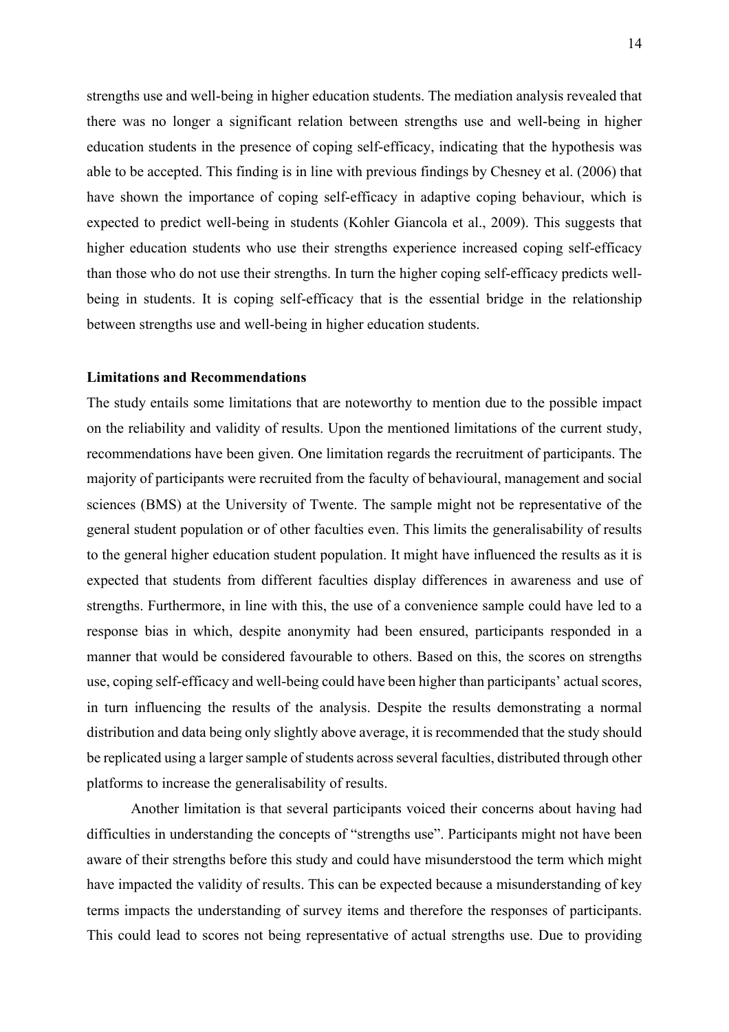strengths use and well-being in higher education students. The mediation analysis revealed that there was no longer a significant relation between strengths use and well-being in higher education students in the presence of coping self-efficacy, indicating that the hypothesis was able to be accepted. This finding is in line with previous findings by Chesney et al. (2006) that have shown the importance of coping self-efficacy in adaptive coping behaviour, which is expected to predict well-being in students (Kohler Giancola et al., 2009). This suggests that higher education students who use their strengths experience increased coping self-efficacy than those who do not use their strengths. In turn the higher coping self-efficacy predicts well-being in students. It is coping self-efficacy that is the essential bridge in the relationship between strengths use and well-being in higher education students.

**Limitations and Recommendations**

The study entails some limitations that are noteworthy to mention due to the possible impact on the reliability and validity of results. Upon the mentioned limitations of the current study, recommendations have been given. One limitation regards the recruitment of participants. The majority of participants were recruited from the faculty of behavioural, management and social sciences (BMS) at the University of Twente. The sample might not be representative of the general student population or of other faculties even. This limits the generalisability of results to the general higher education student population. It might have influenced the results as it is expected that students from different faculties display differences in awareness and use of strengths. Furthermore, in line with this, the use of a convenience sample could have led to a response bias in which, despite anonymity had been ensured, participants responded in a manner that would be considered favourable to others. Based on this, the scores on strengths use, coping self-efficacy and well-being could have been higher than participants' actual scores, in turn influencing the results of the analysis. Despite the results demonstrating a normal distribution and data being only slightly above average, it is recommended that the study should be replicated using a larger sample of students across several faculties, distributed through other platforms to increase the generalisability of results.

Another limitation is that several participants voiced their concerns about having had difficulties in understanding the concepts of "strengths use". Participants might not have been aware of their strengths before this study and could have misunderstood the term which might have impacted the validity of results. This can be expected because a misunderstanding of key terms impacts the understanding of survey items and therefore the responses of participants. This could lead to scores not being representative of actual strengths use. Due to providing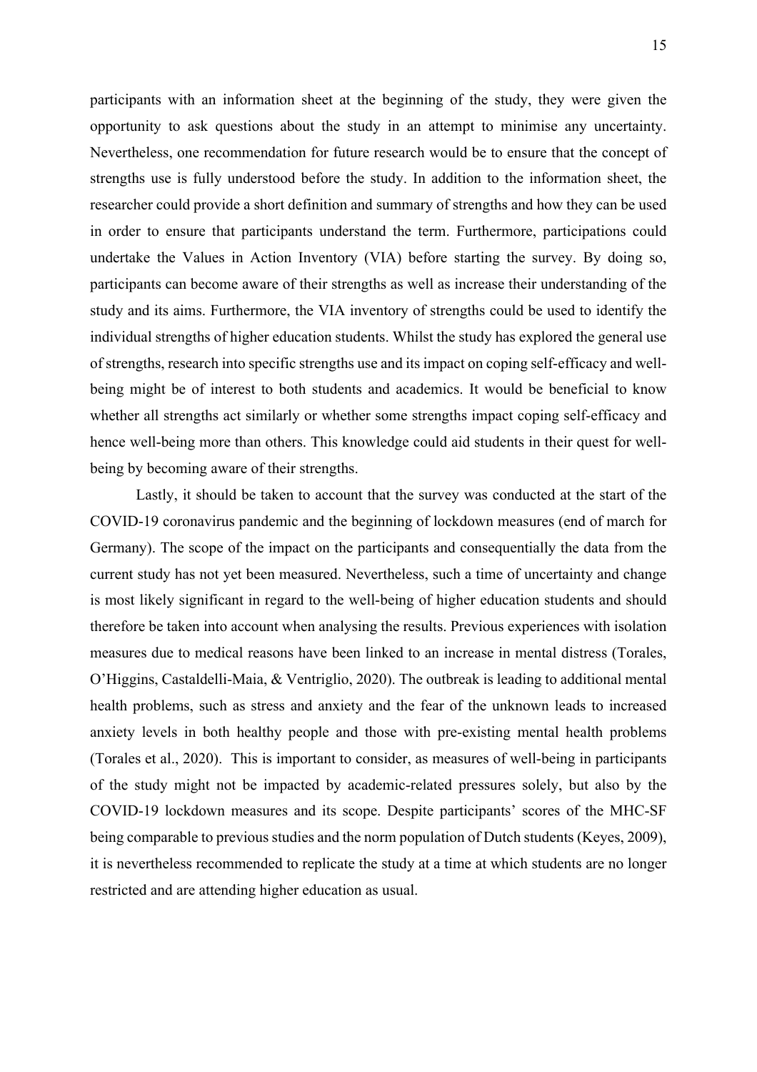participants with an information sheet at the beginning of the study, they were given the opportunity to ask questions about the study in an attempt to minimise any uncertainty. Nevertheless, one recommendation for future research would be to ensure that the concept of strengths use is fully understood before the study. In addition to the information sheet, the researcher could provide a short definition and summary of strengths and how they can be used in order to ensure that participants understand the term. Furthermore, participations could undertake the Values in Action Inventory (VIA) before starting the survey. By doing so, participants can become aware of their strengths as well as increase their understanding of the study and its aims. Furthermore, the VIA inventory of strengths could be used to identify the individual strengths of higher education students. Whilst the study has explored the general use of strengths, research into specific strengths use and its impact on coping self-efficacy and well-being might be of interest to both students and academics. It would be beneficial to know whether all strengths act similarly or whether some strengths impact coping self-efficacy and hence well-being more than others. This knowledge could aid students in their quest for well-being by becoming aware of their strengths.

Lastly, it should be taken to account that the survey was conducted at the start of the COVID-19 coronavirus pandemic and the beginning of lockdown measures (end of march for Germany). The scope of the impact on the participants and consequentially the data from the current study has not yet been measured. Nevertheless, such a time of uncertainty and change is most likely significant in regard to the well-being of higher education students and should therefore be taken into account when analysing the results. Previous experiences with isolation measures due to medical reasons have been linked to an increase in mental distress (Torales, O'Higgins, Castaldelli-Maia, & Ventriglio, 2020). The outbreak is leading to additional mental health problems, such as stress and anxiety and the fear of the unknown leads to increased anxiety levels in both healthy people and those with pre-existing mental health problems (Torales et al., 2020). This is important to consider, as measures of well-being in participants of the study might not be impacted by academic-related pressures solely, but also by the COVID-19 lockdown measures and its scope. Despite participants' scores of the MHC-SF being comparable to previous studies and the norm population of Dutch students (Keyes, 2009), it is nevertheless recommended to replicate the study at a time at which students are no longer restricted and are attending higher education as usual.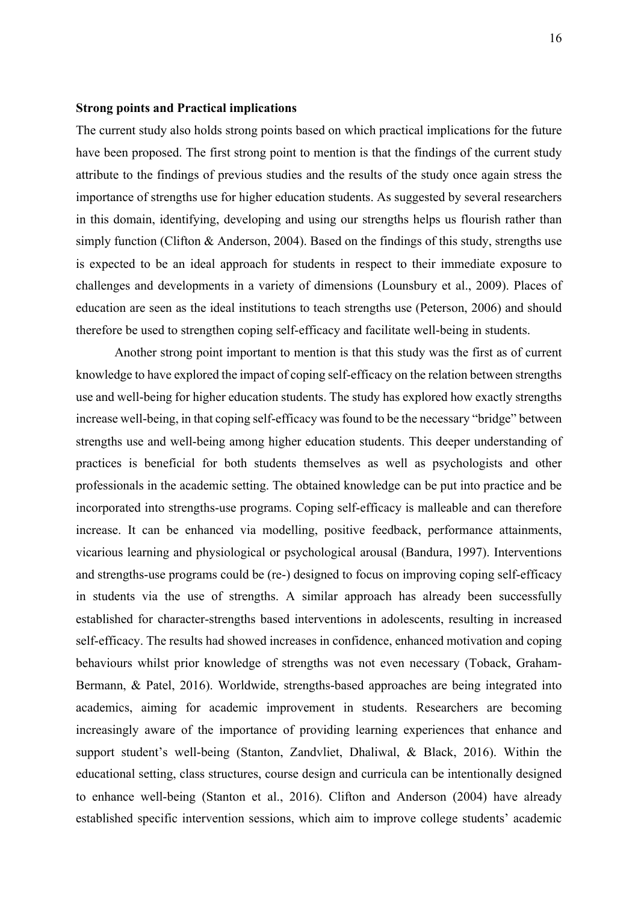**Strong points and Practical implications**

The current study also holds strong points based on which practical implications for the future have been proposed. The first strong point to mention is that the findings of the current study attribute to the findings of previous studies and the results of the study once again stress the importance of strengths use for higher education students. As suggested by several researchers in this domain, identifying, developing and using our strengths helps us flourish rather than simply function (Clifton & Anderson, 2004). Based on the findings of this study, strengths use is expected to be an ideal approach for students in respect to their immediate exposure to challenges and developments in a variety of dimensions (Lounsbury et al., 2009). Places of education are seen as the ideal institutions to teach strengths use (Peterson, 2006) and should therefore be used to strengthen coping self-efficacy and facilitate well-being in students.

Another strong point important to mention is that this study was the first as of current knowledge to have explored the impact of coping self-efficacy on the relation between strengths use and well-being for higher education students. The study has explored how exactly strengths increase well-being, in that coping self-efficacy was found to be the necessary "bridge" between strengths use and well-being among higher education students. This deeper understanding of practices is beneficial for both students themselves as well as psychologists and other professionals in the academic setting. The obtained knowledge can be put into practice and be incorporated into strengths-use programs. Coping self-efficacy is malleable and can therefore increase. It can be enhanced via modelling, positive feedback, performance attainments, vicarious learning and physiological or psychological arousal (Bandura, 1997). Interventions and strengths-use programs could be (re-) designed to focus on improving coping self-efficacy in students via the use of strengths. A similar approach has already been successfully established for character-strengths based interventions in adolescents, resulting in increased self-efficacy. The results had showed increases in confidence, enhanced motivation and coping behaviours whilst prior knowledge of strengths was not even necessary (Toback, Graham-Bermann, & Patel, 2016). Worldwide, strengths-based approaches are being integrated into academics, aiming for academic improvement in students. Researchers are becoming increasingly aware of the importance of providing learning experiences that enhance and support student's well-being (Stanton, Zandvliet, Dhaliwal, & Black, 2016). Within the educational setting, class structures, course design and curricula can be intentionally designed to enhance well-being (Stanton et al., 2016). Clifton and Anderson (2004) have already established specific intervention sessions, which aim to improve college students' academic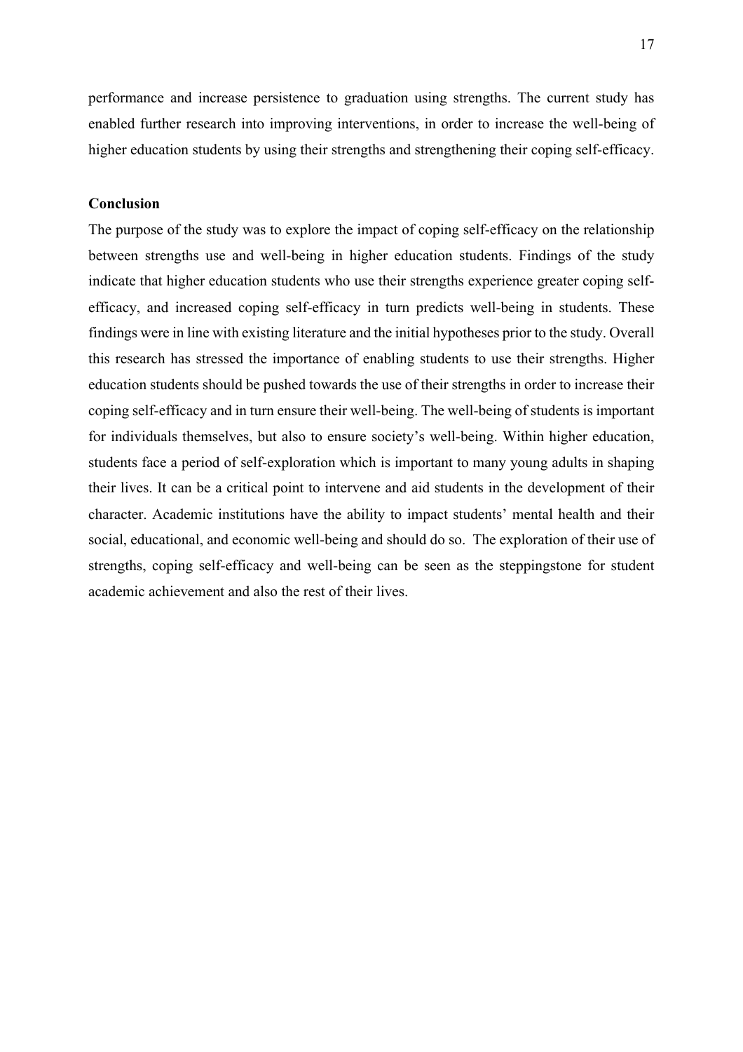performance and increase persistence to graduation using strengths. The current study has enabled further research into improving interventions, in order to increase the well-being of higher education students by using their strengths and strengthening their coping self-efficacy.

**Conclusion**

The purpose of the study was to explore the impact of coping self-efficacy on the relationship between strengths use and well-being in higher education students. Findings of the study indicate that higher education students who use their strengths experience greater coping self-efficacy, and increased coping self-efficacy in turn predicts well-being in students. These findings were in line with existing literature and the initial hypotheses prior to the study. Overall this research has stressed the importance of enabling students to use their strengths. Higher education students should be pushed towards the use of their strengths in order to increase their coping self-efficacy and in turn ensure their well-being. The well-being of students is important for individuals themselves, but also to ensure society's well-being. Within higher education, students face a period of self-exploration which is important to many young adults in shaping their lives. It can be a critical point to intervene and aid students in the development of their character. Academic institutions have the ability to impact students' mental health and their social, educational, and economic well-being and should do so. The exploration of their use of strengths, coping self-efficacy and well-being can be seen as the steppingstone for student academic achievement and also the rest of their lives.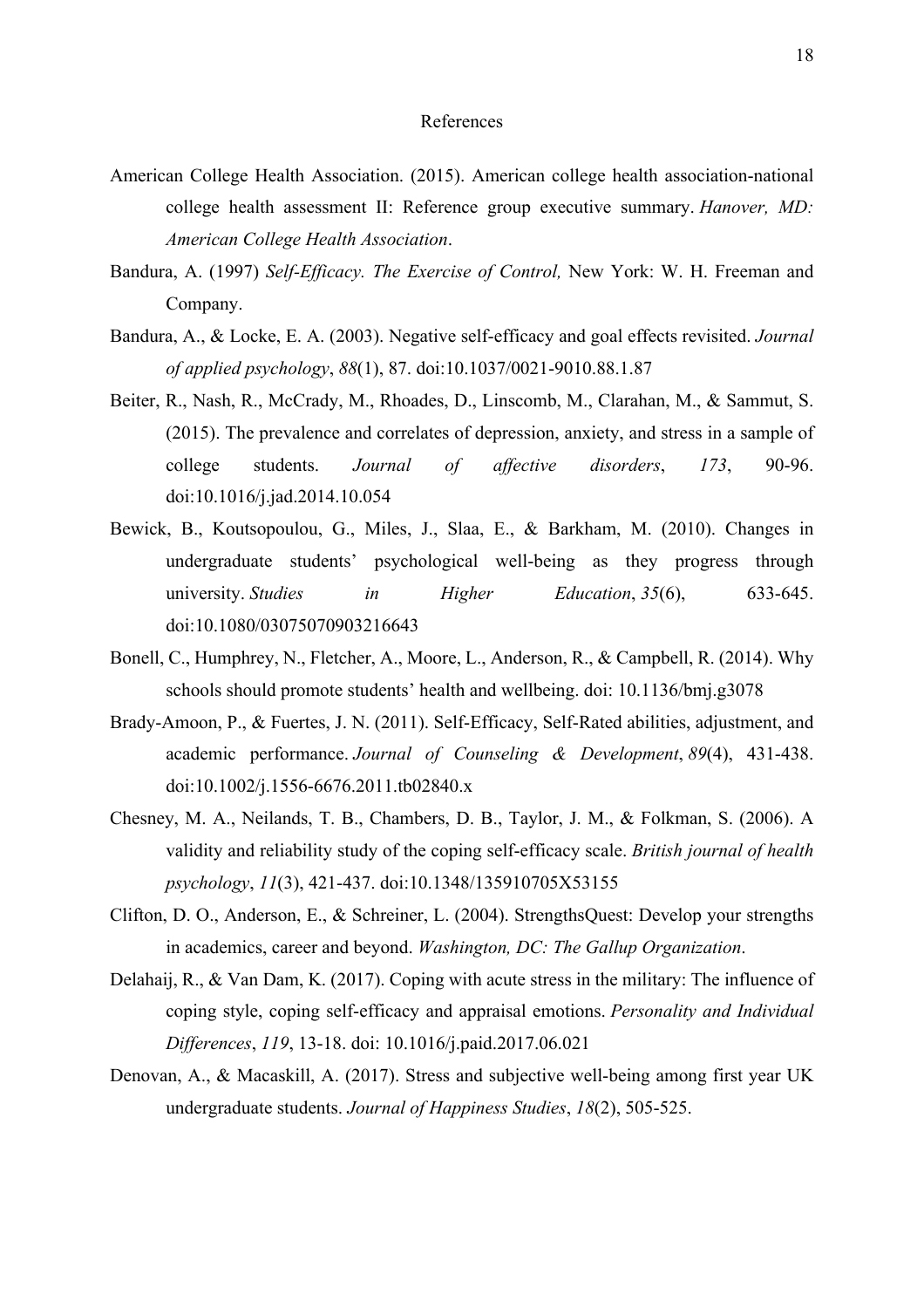# References

American College Health Association. (2015). American college health association-national college health assessment II: Reference group executive summary. *Hanover, MD: American College Health Association*.

Bandura, A. (1997) *Self-Efficacy. The Exercise of Control,* New York: W. H. Freeman and Company.

Bandura, A., & Locke, E. A. (2003). Negative self-efficacy and goal effects revisited. *Journal of applied psychology*, *88*(1), 87. doi:10.1037/0021-9010.88.1.87

Beiter, R., Nash, R., McCrady, M., Rhoades, D., Linscomb, M., Clarahan, M., & Sammut, S. (2015). The prevalence and correlates of depression, anxiety, and stress in a sample of college students. *Journal of affective disorders*, *173*, 90-96. doi:10.1016/j.jad.2014.10.054

Bewick, B., Koutsopoulou, G., Miles, J., Slaa, E., & Barkham, M. (2010). Changes in undergraduate students' psychological well-being as they progress through university. *Studies in Higher Education*, *35*(6), 633-645. doi:10.1080/03075070903216643

Bonell, C., Humphrey, N., Fletcher, A., Moore, L., Anderson, R., & Campbell, R. (2014). Why schools should promote students' health and wellbeing. doi: 10.1136/bmj.g3078

Brady-Amoon, P., & Fuertes, J. N. (2011). Self-Efficacy, Self-Rated abilities, adjustment, and academic performance. *Journal of Counseling & Development*, *89*(4), 431-438. doi:10.1002/j.1556-6676.2011.tb02840.x

Chesney, M. A., Neilands, T. B., Chambers, D. B., Taylor, J. M., & Folkman, S. (2006). A validity and reliability study of the coping self-efficacy scale. *British journal of health psychology*, *11*(3), 421-437. doi:10.1348/135910705X53155

Clifton, D. O., Anderson, E., & Schreiner, L. (2004). StrengthsQuest: Develop your strengths in academics, career and beyond. *Washington, DC: The Gallup Organization*.

Delahaij, R., & Van Dam, K. (2017). Coping with acute stress in the military: The influence of coping style, coping self-efficacy and appraisal emotions. *Personality and Individual Differences*, *119*, 13-18. doi: 10.1016/j.paid.2017.06.021

Denovan, A., & Macaskill, A. (2017). Stress and subjective well-being among first year UK undergraduate students. *Journal of Happiness Studies*, *18*(2), 505-525.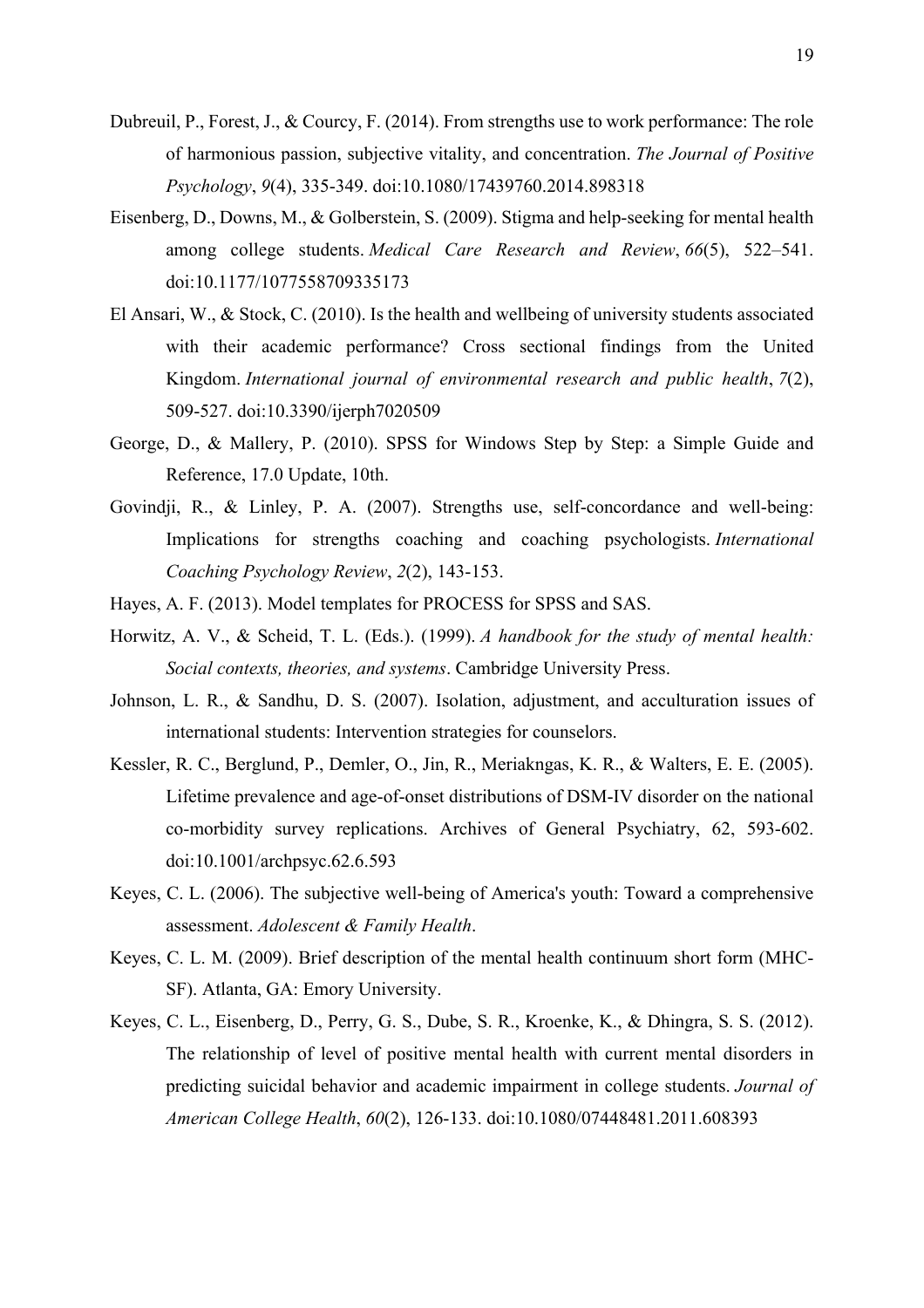Dubreuil, P., Forest, J., & Courcy, F. (2014). From strengths use to work performance: The role of harmonious passion, subjective vitality, and concentration. *The Journal of Positive Psychology*, *9*(4), 335-349. doi:10.1080/17439760.2014.898318

Eisenberg, D., Downs, M., & Golberstein, S. (2009). Stigma and help-seeking for mental health among college students. *Medical Care Research and Review*, *66*(5), 522–541. doi:10.1177/1077558709335173

El Ansari, W., & Stock, C. (2010). Is the health and wellbeing of university students associated with their academic performance? Cross sectional findings from the United Kingdom. *International journal of environmental research and public health*, *7*(2), 509-527. doi:10.3390/ijerph7020509

George, D., & Mallery, P. (2010). SPSS for Windows Step by Step: a Simple Guide and Reference, 17.0 Update, 10th.

Govindji, R., & Linley, P. A. (2007). Strengths use, self-concordance and well-being: Implications for strengths coaching and coaching psychologists. *International Coaching Psychology Review*, *2*(2), 143-153.

Hayes, A. F. (2013). Model templates for PROCESS for SPSS and SAS.

Horwitz, A. V., & Scheid, T. L. (Eds.). (1999). *A handbook for the study of mental health: Social contexts, theories, and systems*. Cambridge University Press.

Johnson, L. R., & Sandhu, D. S. (2007). Isolation, adjustment, and acculturation issues of international students: Intervention strategies for counselors.

Kessler, R. C., Berglund, P., Demler, O., Jin, R., Meriakngas, K. R., & Walters, E. E. (2005). Lifetime prevalence and age-of-onset distributions of DSM-IV disorder on the national co-morbidity survey replications. Archives of General Psychiatry, 62, 593-602. doi:10.1001/archpsyc.62.6.593

Keyes, C. L. (2006). The subjective well-being of America's youth: Toward a comprehensive assessment. *Adolescent & Family Health*.

Keyes, C. L. M. (2009). Brief description of the mental health continuum short form (MHC-SF). Atlanta, GA: Emory University.

Keyes, C. L., Eisenberg, D., Perry, G. S., Dube, S. R., Kroenke, K., & Dhingra, S. S. (2012). The relationship of level of positive mental health with current mental disorders in predicting suicidal behavior and academic impairment in college students. *Journal of American College Health*, *60*(2), 126-133. doi:10.1080/07448481.2011.608393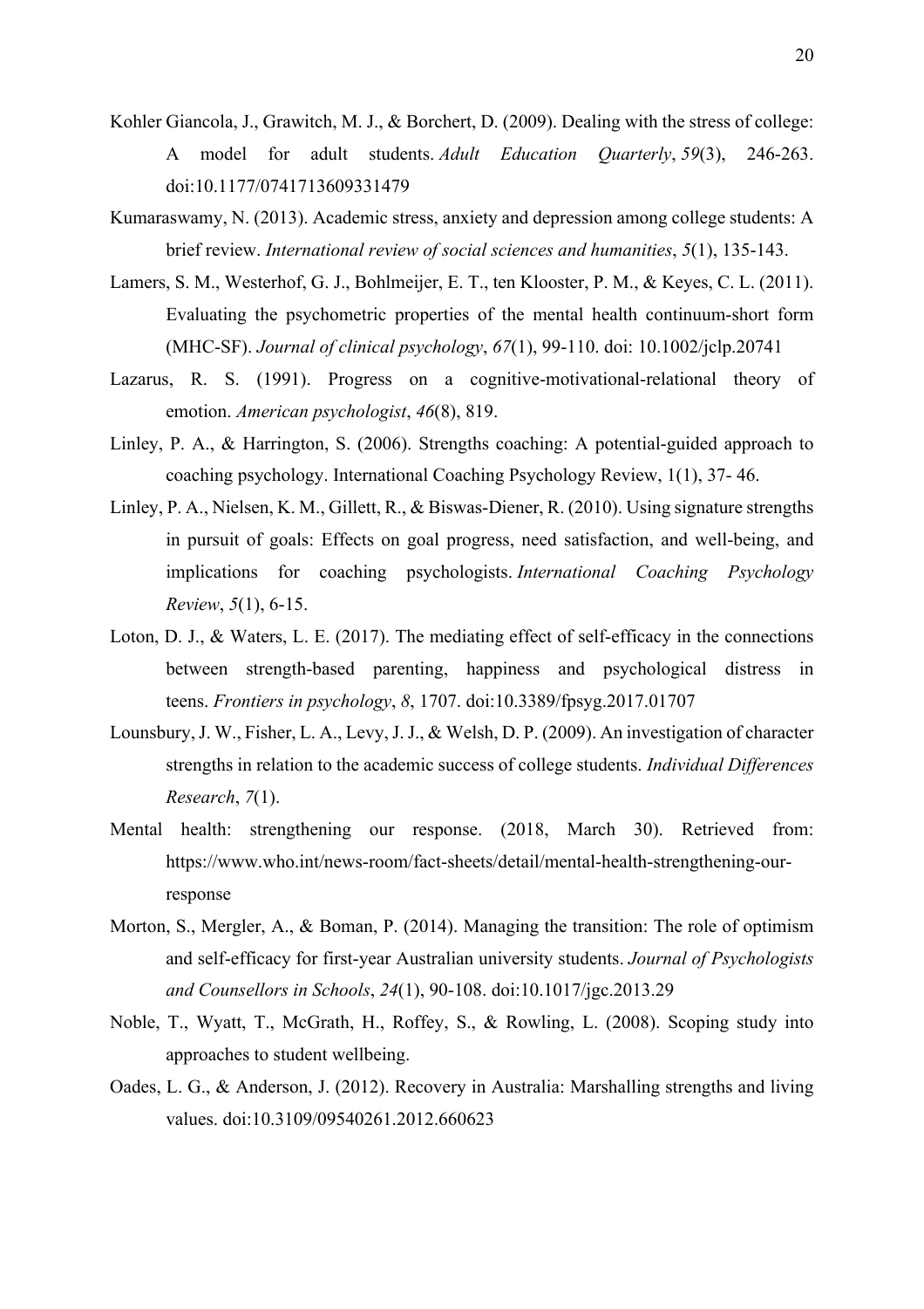Kohler Giancola, J., Grawitch, M. J., & Borchert, D. (2009). Dealing with the stress of college: A model for adult students. *Adult Education Quarterly*, *59*(3), 246-263. doi:10.1177/0741713609331479

Kumaraswamy, N. (2013). Academic stress, anxiety and depression among college students: A brief review. *International review of social sciences and humanities*, *5*(1), 135-143.

Lamers, S. M., Westerhof, G. J., Bohlmeijer, E. T., ten Klooster, P. M., & Keyes, C. L. (2011). Evaluating the psychometric properties of the mental health continuum-short form (MHC-SF). *Journal of clinical psychology*, *67*(1), 99-110. doi: 10.1002/jclp.20741

Lazarus, R. S. (1991). Progress on a cognitive-motivational-relational theory of emotion. *American psychologist*, *46*(8), 819.

Linley, P. A., & Harrington, S. (2006). Strengths coaching: A potential-guided approach to coaching psychology. International Coaching Psychology Review, 1(1), 37- 46.

Linley, P. A., Nielsen, K. M., Gillett, R., & Biswas-Diener, R. (2010). Using signature strengths in pursuit of goals: Effects on goal progress, need satisfaction, and well-being, and implications for coaching psychologists. *International Coaching Psychology Review*, *5*(1), 6-15.

Loton, D. J., & Waters, L. E. (2017). The mediating effect of self-efficacy in the connections between strength-based parenting, happiness and psychological distress in teens. *Frontiers in psychology*, *8*, 1707. doi:10.3389/fpsyg.2017.01707

Lounsbury, J. W., Fisher, L. A., Levy, J. J., & Welsh, D. P. (2009). An investigation of character strengths in relation to the academic success of college students. *Individual Differences Research*, *7*(1).

Mental health: strengthening our response. (2018, March 30). Retrieved from: https://www.who.int/news-room/fact-sheets/detail/mental-health-strengthening-our-response

Morton, S., Mergler, A., & Boman, P. (2014). Managing the transition: The role of optimism and self-efficacy for first-year Australian university students. *Journal of Psychologists and Counsellors in Schools*, *24*(1), 90-108. doi:10.1017/jgc.2013.29

Noble, T., Wyatt, T., McGrath, H., Roffey, S., & Rowling, L. (2008). Scoping study into approaches to student wellbeing.

Oades, L. G., & Anderson, J. (2012). Recovery in Australia: Marshalling strengths and living values. doi:10.3109/09540261.2012.660623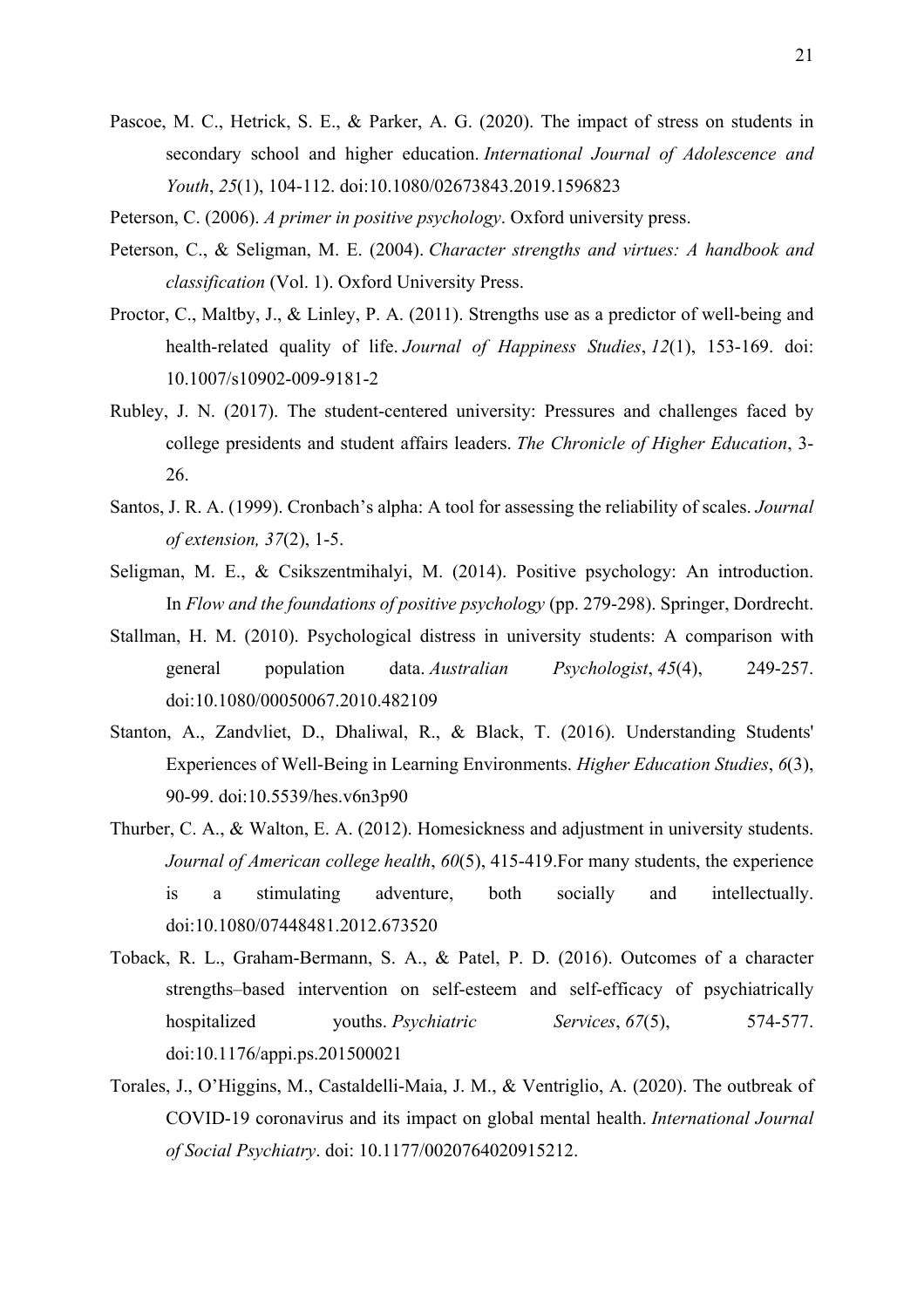Pascoe, M. C., Hetrick, S. E., & Parker, A. G. (2020). The impact of stress on students in secondary school and higher education. *International Journal of Adolescence and Youth*, *25*(1), 104-112. doi:10.1080/02673843.2019.1596823

Peterson, C. (2006). *A primer in positive psychology*. Oxford university press.

Peterson, C., & Seligman, M. E. (2004). *Character strengths and virtues: A handbook and classification* (Vol. 1). Oxford University Press.

Proctor, C., Maltby, J., & Linley, P. A. (2011). Strengths use as a predictor of well-being and health-related quality of life. *Journal of Happiness Studies*, *12*(1), 153-169. doi: 10.1007/s10902-009-9181-2

Rubley, J. N. (2017). The student-centered university: Pressures and challenges faced by college presidents and student affairs leaders. *The Chronicle of Higher Education*, 3-26.

Santos, J. R. A. (1999). Cronbach's alpha: A tool for assessing the reliability of scales. *Journal of extension, 37*(2), 1-5.

Seligman, M. E., & Csikszentmihalyi, M. (2014). Positive psychology: An introduction. In *Flow and the foundations of positive psychology* (pp. 279-298). Springer, Dordrecht.

Stallman, H. M. (2010). Psychological distress in university students: A comparison with general population data. *Australian Psychologist*, *45*(4), 249-257. doi:10.1080/00050067.2010.482109

Stanton, A., Zandvliet, D., Dhaliwal, R., & Black, T. (2016). Understanding Students' Experiences of Well-Being in Learning Environments. *Higher Education Studies*, *6*(3), 90-99. doi:10.5539/hes.v6n3p90

Thurber, C. A., & Walton, E. A. (2012). Homesickness and adjustment in university students. *Journal of American college health*, *60*(5), 415-419.For many students, the experience is a stimulating adventure, both socially and intellectually. doi:10.1080/07448481.2012.673520

Toback, R. L., Graham-Bermann, S. A., & Patel, P. D. (2016). Outcomes of a character strengths–based intervention on self-esteem and self-efficacy of psychiatrically hospitalized youths. *Psychiatric Services*, *67*(5), 574-577. doi:10.1176/appi.ps.201500021

Torales, J., O'Higgins, M., Castaldelli-Maia, J. M., & Ventriglio, A. (2020). The outbreak of COVID-19 coronavirus and its impact on global mental health. *International Journal of Social Psychiatry*. doi: 10.1177/0020764020915212.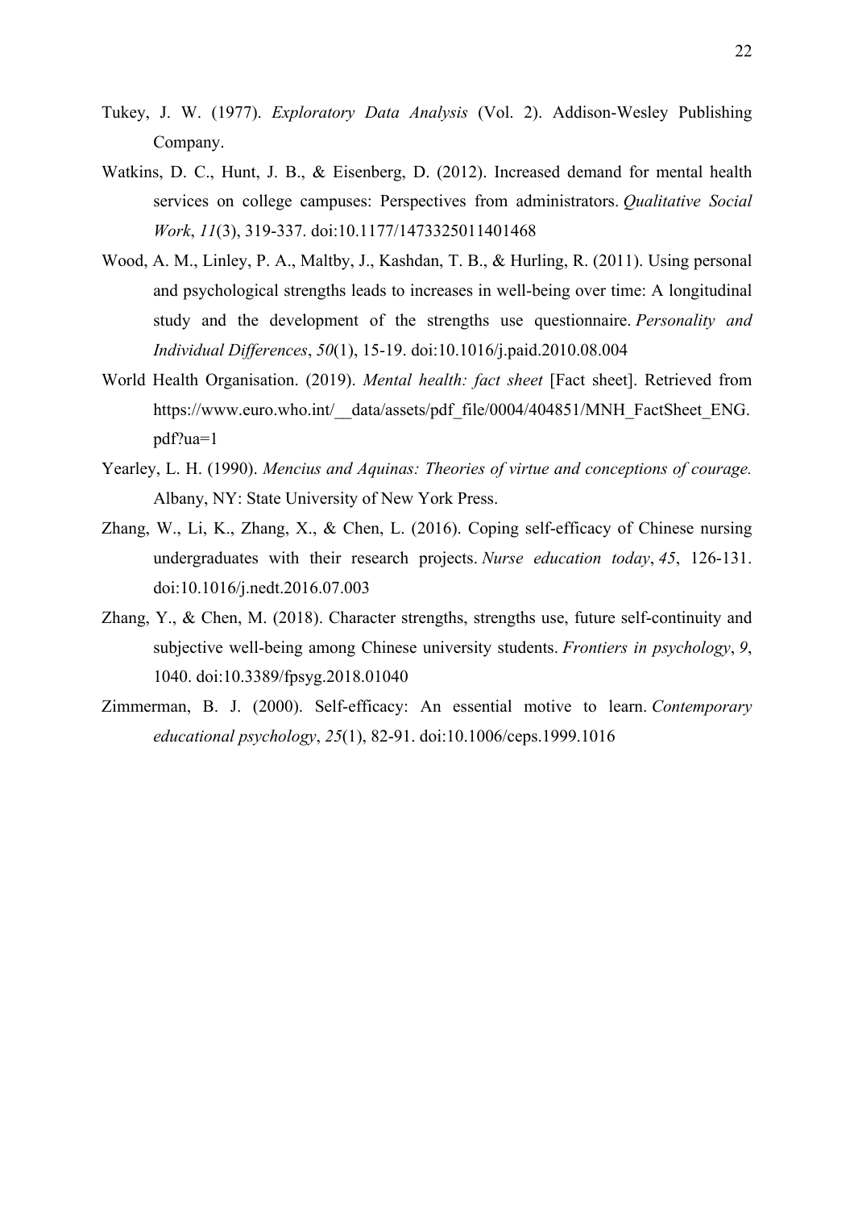Tukey, J. W. (1977). *Exploratory Data Analysis* (Vol. 2). Addison-Wesley Publishing Company.

Watkins, D. C., Hunt, J. B., & Eisenberg, D. (2012). Increased demand for mental health services on college campuses: Perspectives from administrators. *Qualitative Social Work*, *11*(3), 319-337. doi:10.1177/1473325011401468

Wood, A. M., Linley, P. A., Maltby, J., Kashdan, T. B., & Hurling, R. (2011). Using personal and psychological strengths leads to increases in well-being over time: A longitudinal study and the development of the strengths use questionnaire. *Personality and Individual Differences*, *50*(1), 15-19. doi:10.1016/j.paid.2010.08.004

World Health Organisation. (2019). *Mental health: fact sheet* [Fact sheet]. Retrieved from https://www.euro.who.int/__data/assets/pdf_file/0004/404851/MNH_FactSheet_ENG.pdf?ua=1

Yearley, L. H. (1990). *Mencius and Aquinas: Theories of virtue and conceptions of courage.* Albany, NY: State University of New York Press.

Zhang, W., Li, K., Zhang, X., & Chen, L. (2016). Coping self-efficacy of Chinese nursing undergraduates with their research projects. *Nurse education today*, *45*, 126-131. doi:10.1016/j.nedt.2016.07.003

Zhang, Y., & Chen, M. (2018). Character strengths, strengths use, future self-continuity and subjective well-being among Chinese university students. *Frontiers in psychology*, *9*, 1040. doi:10.3389/fpsyg.2018.01040

Zimmerman, B. J. (2000). Self-efficacy: An essential motive to learn. *Contemporary educational psychology*, *25*(1), 82-91. doi:10.1006/ceps.1999.1016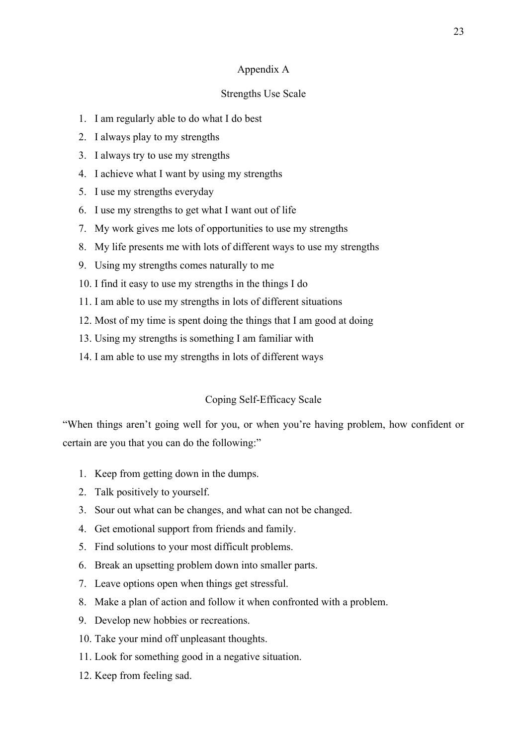## Appendix A

### Strengths Use Scale

1. I am regularly able to do what I do best
2. I always play to my strengths
3. I always try to use my strengths
4. I achieve what I want by using my strengths
5. I use my strengths everyday
6. I use my strengths to get what I want out of life
7. My work gives me lots of opportunities to use my strengths
8. My life presents me with lots of different ways to use my strengths
9. Using my strengths comes naturally to me
10. I find it easy to use my strengths in the things I do
11. I am able to use my strengths in lots of different situations
12. Most of my time is spent doing the things that I am good at doing
13. Using my strengths is something I am familiar with
14. I am able to use my strengths in lots of different ways

### Coping Self-Efficacy Scale

"When things aren't going well for you, or when you're having problem, how confident or certain are you that you can do the following:"

1. Keep from getting down in the dumps.
2. Talk positively to yourself.
3. Sour out what can be changes, and what can not be changed.
4. Get emotional support from friends and family.
5. Find solutions to your most difficult problems.
6. Break an upsetting problem down into smaller parts.
7. Leave options open when things get stressful.
8. Make a plan of action and follow it when confronted with a problem.
9. Develop new hobbies or recreations.
10. Take your mind off unpleasant thoughts.
11. Look for something good in a negative situation.
12. Keep from feeling sad.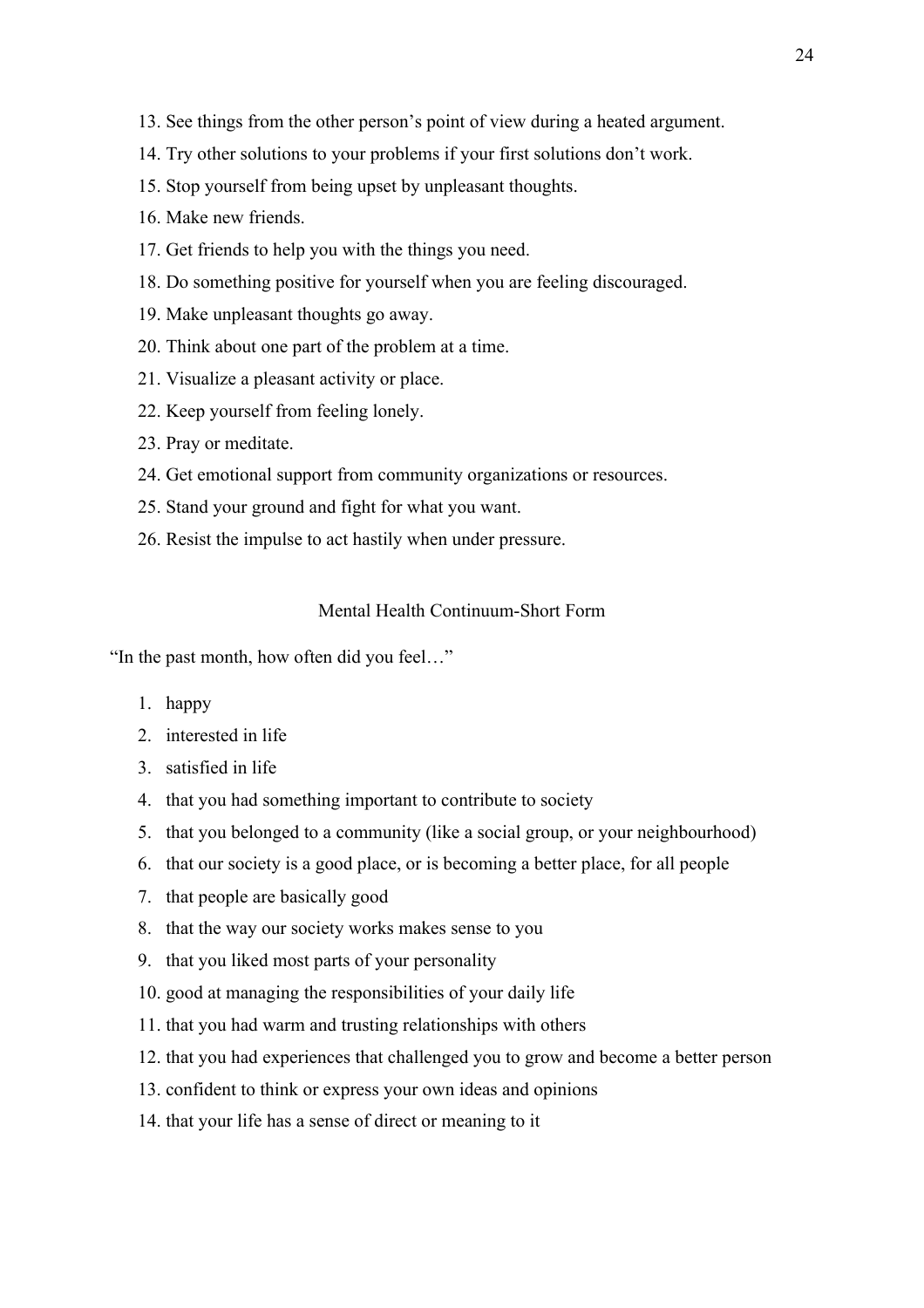13. See things from the other person's point of view during a heated argument.
14. Try other solutions to your problems if your first solutions don't work.
15. Stop yourself from being upset by unpleasant thoughts.
16. Make new friends.
17. Get friends to help you with the things you need.
18. Do something positive for yourself when you are feeling discouraged.
19. Make unpleasant thoughts go away.
20. Think about one part of the problem at a time.
21. Visualize a pleasant activity or place.
22. Keep yourself from feeling lonely.
23. Pray or meditate.
24. Get emotional support from community organizations or resources.
25. Stand your ground and fight for what you want.
26. Resist the impulse to act hastily when under pressure.

## Mental Health Continuum-Short Form

"In the past month, how often did you feel…"

1. happy
2. interested in life
3. satisfied in life
4. that you had something important to contribute to society
5. that you belonged to a community (like a social group, or your neighbourhood)
6. that our society is a good place, or is becoming a better place, for all people
7. that people are basically good
8. that the way our society works makes sense to you
9. that you liked most parts of your personality
10. good at managing the responsibilities of your daily life
11. that you had warm and trusting relationships with others
12. that you had experiences that challenged you to grow and become a better person
13. confident to think or express your own ideas and opinions
14. that your life has a sense of direct or meaning to it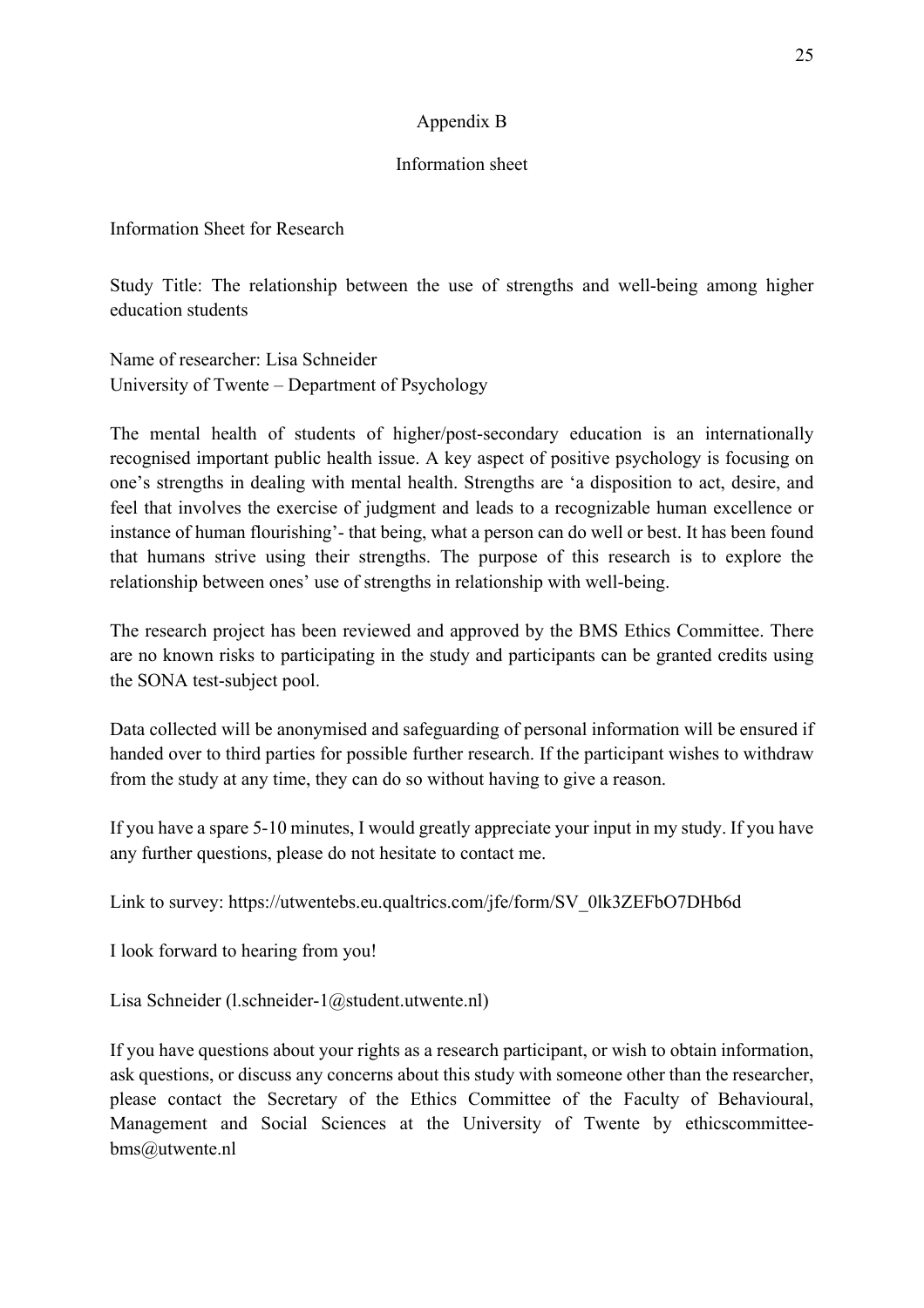## Appendix B

### Information sheet

Information Sheet for Research

Study Title: The relationship between the use of strengths and well-being among higher education students

Name of researcher: Lisa Schneider
University of Twente – Department of Psychology

The mental health of students of higher/post-secondary education is an internationally recognised important public health issue. A key aspect of positive psychology is focusing on one's strengths in dealing with mental health. Strengths are 'a disposition to act, desire, and feel that involves the exercise of judgment and leads to a recognizable human excellence or instance of human flourishing'- that being, what a person can do well or best. It has been found that humans strive using their strengths. The purpose of this research is to explore the relationship between ones' use of strengths in relationship with well-being.

The research project has been reviewed and approved by the BMS Ethics Committee. There are no known risks to participating in the study and participants can be granted credits using the SONA test-subject pool.

Data collected will be anonymised and safeguarding of personal information will be ensured if handed over to third parties for possible further research. If the participant wishes to withdraw from the study at any time, they can do so without having to give a reason.

If you have a spare 5-10 minutes, I would greatly appreciate your input in my study. If you have any further questions, please do not hesitate to contact me.

Link to survey: https://utwentebs.eu.qualtrics.com/jfe/form/SV_0lk3ZEFbO7DHb6d

I look forward to hearing from you!

Lisa Schneider (l.schneider-1@student.utwente.nl)

If you have questions about your rights as a research participant, or wish to obtain information, ask questions, or discuss any concerns about this study with someone other than the researcher, please contact the Secretary of the Ethics Committee of the Faculty of Behavioural, Management and Social Sciences at the University of Twente by ethicscommittee-bms@utwente.nl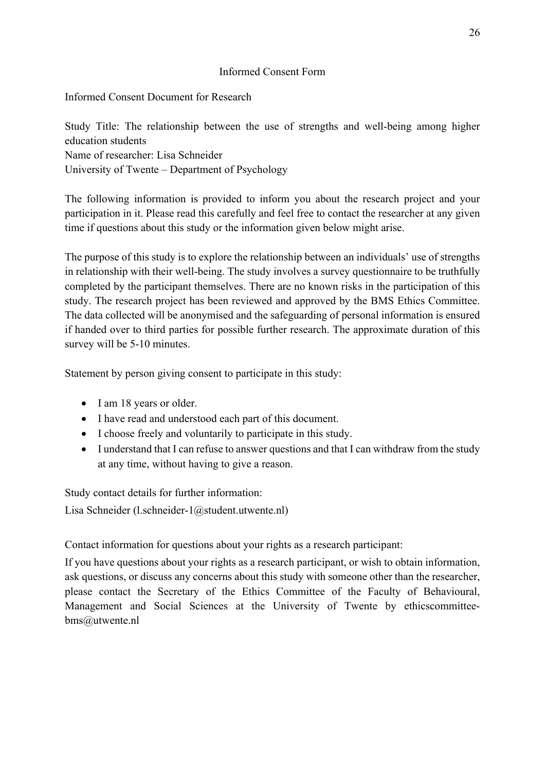## Informed Consent Form

Informed Consent Document for Research

Study Title: The relationship between the use of strengths and well-being among higher education students
Name of researcher: Lisa Schneider
University of Twente – Department of Psychology

The following information is provided to inform you about the research project and your participation in it. Please read this carefully and feel free to contact the researcher at any given time if questions about this study or the information given below might arise.

The purpose of this study is to explore the relationship between an individuals' use of strengths in relationship with their well-being. The study involves a survey questionnaire to be truthfully completed by the participant themselves. There are no known risks in the participation of this study. The research project has been reviewed and approved by the BMS Ethics Committee. The data collected will be anonymised and the safeguarding of personal information is ensured if handed over to third parties for possible further research. The approximate duration of this survey will be 5-10 minutes.

Statement by person giving consent to participate in this study:

- I am 18 years or older.
- I have read and understood each part of this document.
- I choose freely and voluntarily to participate in this study.
- I understand that I can refuse to answer questions and that I can withdraw from the study at any time, without having to give a reason.

Study contact details for further information:

Lisa Schneider (l.schneider-1@student.utwente.nl)

Contact information for questions about your rights as a research participant:

If you have questions about your rights as a research participant, or wish to obtain information, ask questions, or discuss any concerns about this study with someone other than the researcher, please contact the Secretary of the Ethics Committee of the Faculty of Behavioural, Management and Social Sciences at the University of Twente by ethicscommittee-bms@utwente.nl